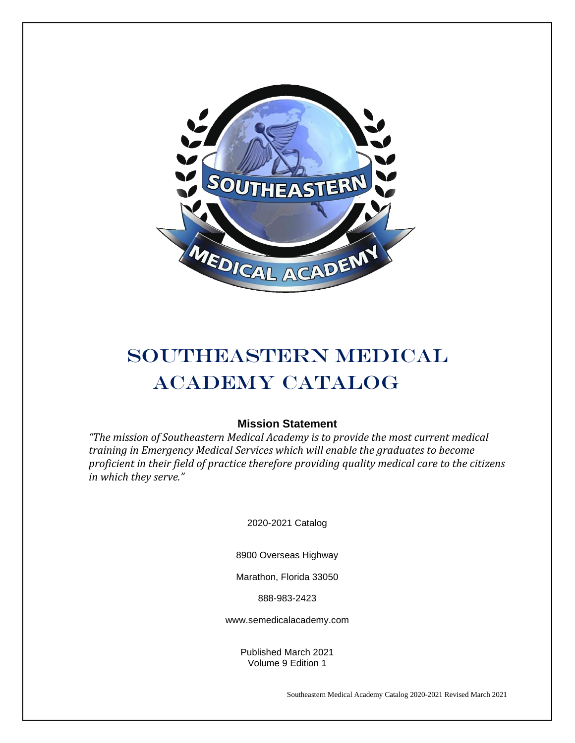# SOUTHEASTERN MEDICAL ACADEMY CATALOG

**Mission Statement**

*"The mission of Southeastern Medical Academy is to provide the most current medical training in Emergency Medical Services which will enable the graduates to become proficient in their field of practice therefore providing quality medical care to the citizens in which they serve."*

2020-2021 Catalog

8900 Overseas Highway

Marathon, Florida 33050

888-983-2423

www.semedicalacademy.com

Published March 2021
Volume 9 Edition 1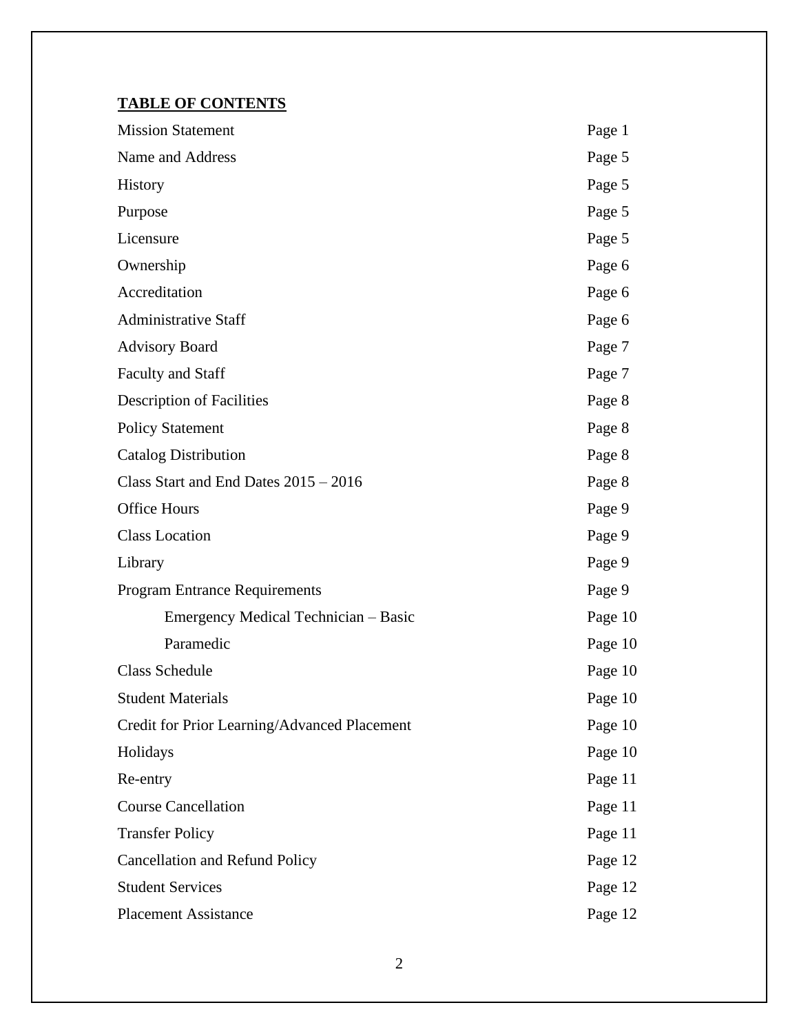**TABLE OF CONTENTS**

| | |
|---|---|
| Mission Statement | Page 1 |
| Name and Address | Page 5 |
| History | Page 5 |
| Purpose | Page 5 |
| Licensure | Page 5 |
| Ownership | Page 6 |
| Accreditation | Page 6 |
| Administrative Staff | Page 6 |
| Advisory Board | Page 7 |
| Faculty and Staff | Page 7 |
| Description of Facilities | Page 8 |
| Policy Statement | Page 8 |
| Catalog Distribution | Page 8 |
| Class Start and End Dates 2015 – 2016 | Page 8 |
| Office Hours | Page 9 |
| Class Location | Page 9 |
| Library | Page 9 |
| Program Entrance Requirements | Page 9 |
| &nbsp;&nbsp;&nbsp;&nbsp;Emergency Medical Technician – Basic | Page 10 |
| &nbsp;&nbsp;&nbsp;&nbsp;Paramedic | Page 10 |
| Class Schedule | Page 10 |
| Student Materials | Page 10 |
| Credit for Prior Learning/Advanced Placement | Page 10 |
| Holidays | Page 10 |
| Re-entry | Page 11 |
| Course Cancellation | Page 11 |
| Transfer Policy | Page 11 |
| Cancellation and Refund Policy | Page 12 |
| Student Services | Page 12 |
| Placement Assistance | Page 12 |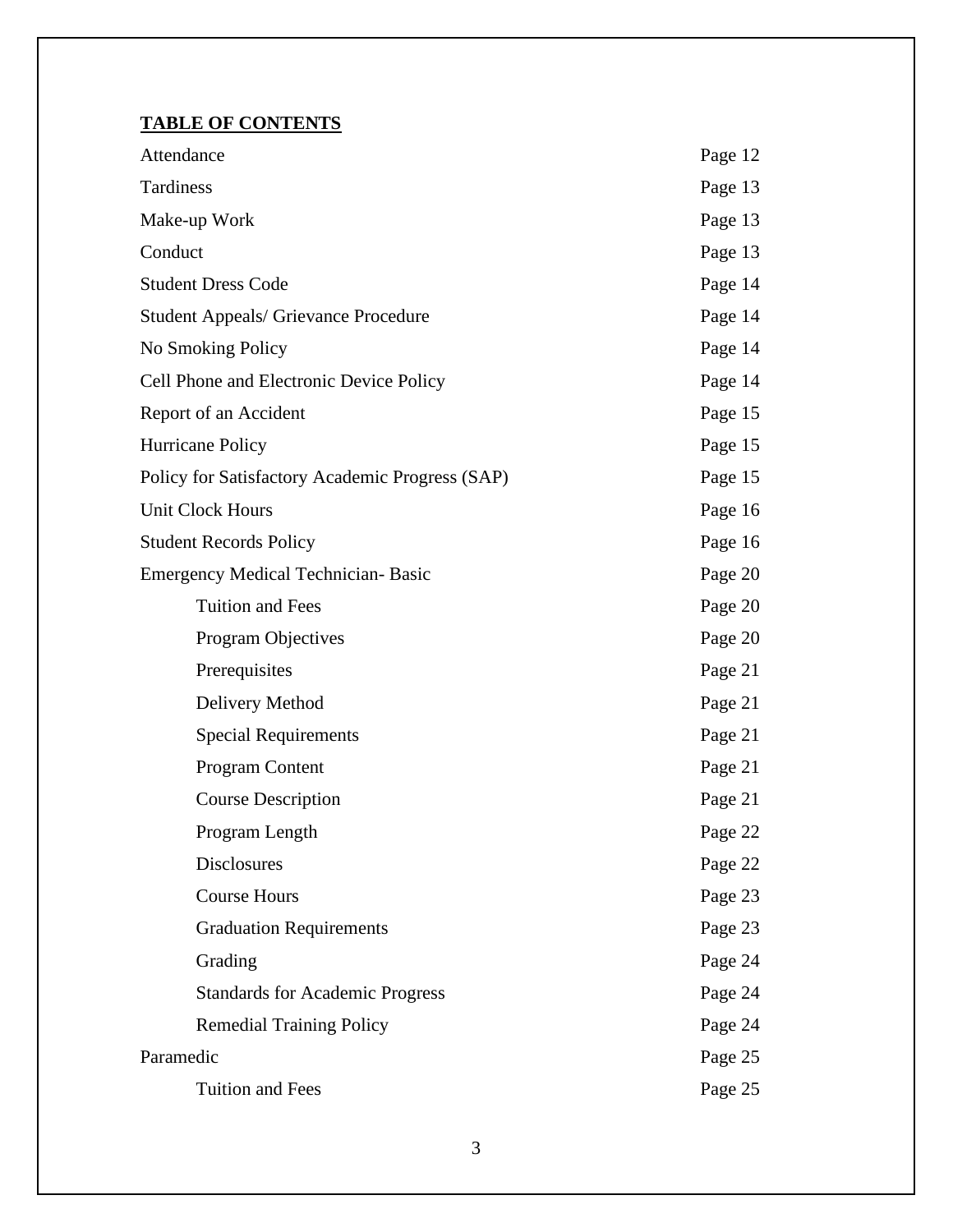**TABLE OF CONTENTS**

| | |
|---|---|
| Attendance | Page 12 |
| Tardiness | Page 13 |
| Make-up Work | Page 13 |
| Conduct | Page 13 |
| Student Dress Code | Page 14 |
| Student Appeals/ Grievance Procedure | Page 14 |
| No Smoking Policy | Page 14 |
| Cell Phone and Electronic Device Policy | Page 14 |
| Report of an Accident | Page 15 |
| Hurricane Policy | Page 15 |
| Policy for Satisfactory Academic Progress (SAP) | Page 15 |
| Unit Clock Hours | Page 16 |
| Student Records Policy | Page 16 |
| Emergency Medical Technician- Basic | Page 20 |
| &nbsp;&nbsp;&nbsp;&nbsp;Tuition and Fees | Page 20 |
| &nbsp;&nbsp;&nbsp;&nbsp;Program Objectives | Page 20 |
| &nbsp;&nbsp;&nbsp;&nbsp;Prerequisites | Page 21 |
| &nbsp;&nbsp;&nbsp;&nbsp;Delivery Method | Page 21 |
| &nbsp;&nbsp;&nbsp;&nbsp;Special Requirements | Page 21 |
| &nbsp;&nbsp;&nbsp;&nbsp;Program Content | Page 21 |
| &nbsp;&nbsp;&nbsp;&nbsp;Course Description | Page 21 |
| &nbsp;&nbsp;&nbsp;&nbsp;Program Length | Page 22 |
| &nbsp;&nbsp;&nbsp;&nbsp;Disclosures | Page 22 |
| &nbsp;&nbsp;&nbsp;&nbsp;Course Hours | Page 23 |
| &nbsp;&nbsp;&nbsp;&nbsp;Graduation Requirements | Page 23 |
| &nbsp;&nbsp;&nbsp;&nbsp;Grading | Page 24 |
| &nbsp;&nbsp;&nbsp;&nbsp;Standards for Academic Progress | Page 24 |
| &nbsp;&nbsp;&nbsp;&nbsp;Remedial Training Policy | Page 24 |
| Paramedic | Page 25 |
| &nbsp;&nbsp;&nbsp;&nbsp;Tuition and Fees | Page 25 |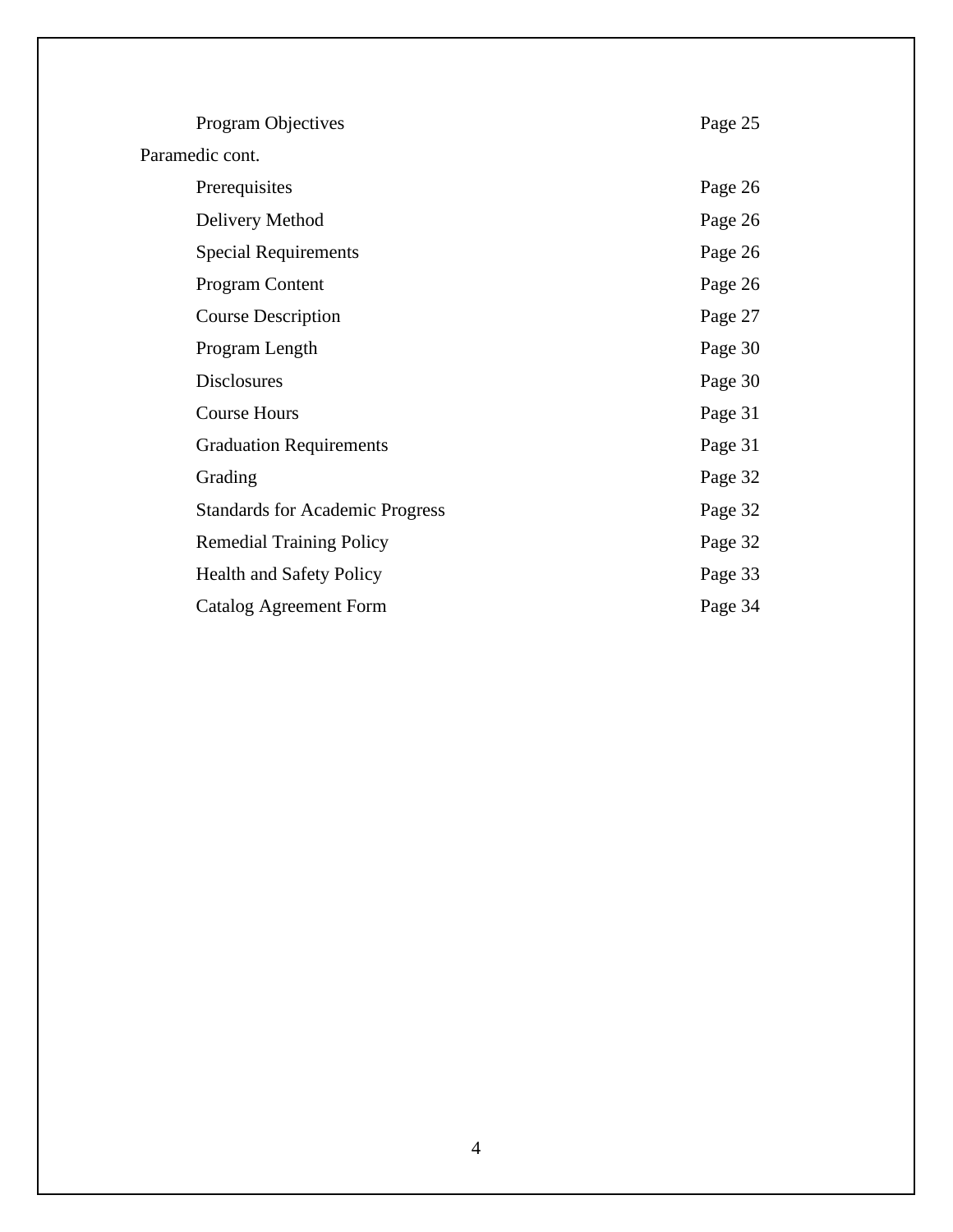| | |
|---|---|
| Program Objectives | Page 25 |
| **Paramedic cont.** | |
| Prerequisites | Page 26 |
| Delivery Method | Page 26 |
| Special Requirements | Page 26 |
| Program Content | Page 26 |
| Course Description | Page 27 |
| Program Length | Page 30 |
| Disclosures | Page 30 |
| Course Hours | Page 31 |
| Graduation Requirements | Page 31 |
| Grading | Page 32 |
| Standards for Academic Progress | Page 32 |
| Remedial Training Policy | Page 32 |
| Health and Safety Policy | Page 33 |
| Catalog Agreement Form | Page 34 |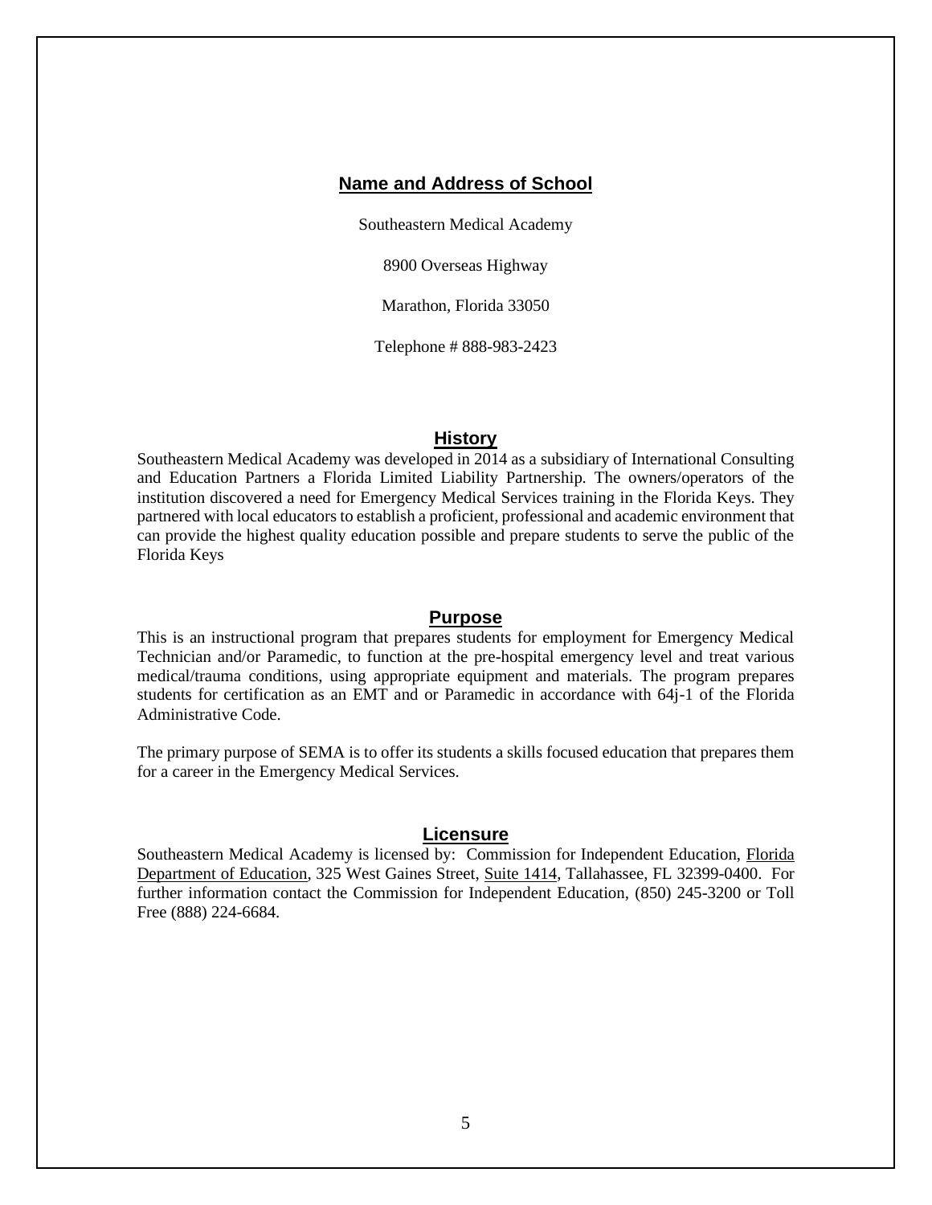## Name and Address of School

Southeastern Medical Academy

8900 Overseas Highway

Marathon, Florida 33050

Telephone # 888-983-2423

## History

Southeastern Medical Academy was developed in 2014 as a subsidiary of International Consulting and Education Partners a Florida Limited Liability Partnership. The owners/operators of the institution discovered a need for Emergency Medical Services training in the Florida Keys. They partnered with local educators to establish a proficient, professional and academic environment that can provide the highest quality education possible and prepare students to serve the public of the Florida Keys

## Purpose

This is an instructional program that prepares students for employment for Emergency Medical Technician and/or Paramedic, to function at the pre-hospital emergency level and treat various medical/trauma conditions, using appropriate equipment and materials. The program prepares students for certification as an EMT and or Paramedic in accordance with 64j-1 of the Florida Administrative Code.

The primary purpose of SEMA is to offer its students a skills focused education that prepares them for a career in the Emergency Medical Services.

## Licensure

Southeastern Medical Academy is licensed by: Commission for Independent Education, Florida Department of Education, 325 West Gaines Street, Suite 1414, Tallahassee, FL 32399-0400. For further information contact the Commission for Independent Education, (850) 245-3200 or Toll Free (888) 224-6684.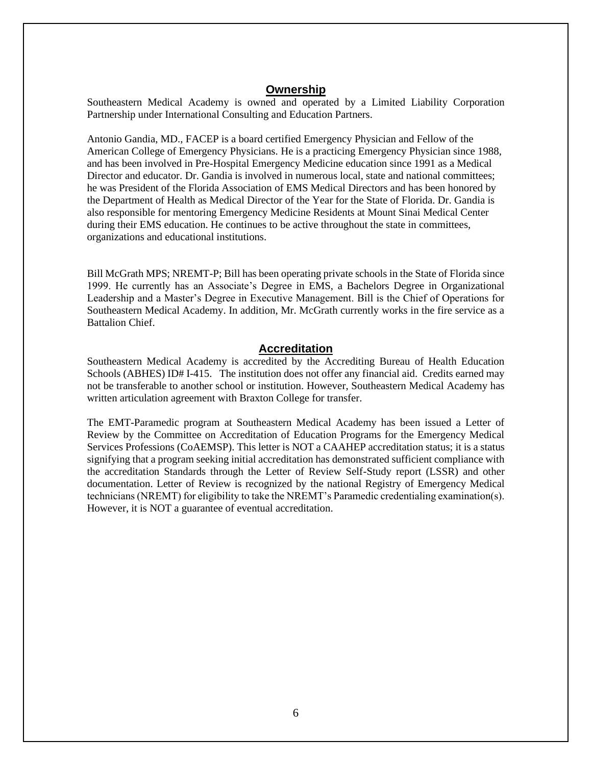## Ownership

Southeastern Medical Academy is owned and operated by a Limited Liability Corporation Partnership under International Consulting and Education Partners.

Antonio Gandia, MD., FACEP is a board certified Emergency Physician and Fellow of the American College of Emergency Physicians. He is a practicing Emergency Physician since 1988, and has been involved in Pre-Hospital Emergency Medicine education since 1991 as a Medical Director and educator. Dr. Gandia is involved in numerous local, state and national committees; he was President of the Florida Association of EMS Medical Directors and has been honored by the Department of Health as Medical Director of the Year for the State of Florida. Dr. Gandia is also responsible for mentoring Emergency Medicine Residents at Mount Sinai Medical Center during their EMS education. He continues to be active throughout the state in committees, organizations and educational institutions.

Bill McGrath MPS; NREMT-P; Bill has been operating private schools in the State of Florida since 1999. He currently has an Associate's Degree in EMS, a Bachelors Degree in Organizational Leadership and a Master's Degree in Executive Management. Bill is the Chief of Operations for Southeastern Medical Academy. In addition, Mr. McGrath currently works in the fire service as a Battalion Chief.

## Accreditation

Southeastern Medical Academy is accredited by the Accrediting Bureau of Health Education Schools (ABHES) ID# I-415. The institution does not offer any financial aid. Credits earned may not be transferable to another school or institution. However, Southeastern Medical Academy has written articulation agreement with Braxton College for transfer.

The EMT-Paramedic program at Southeastern Medical Academy has been issued a Letter of Review by the Committee on Accreditation of Education Programs for the Emergency Medical Services Professions (CoAEMSP). This letter is NOT a CAAHEP accreditation status; it is a status signifying that a program seeking initial accreditation has demonstrated sufficient compliance with the accreditation Standards through the Letter of Review Self-Study report (LSSR) and other documentation. Letter of Review is recognized by the national Registry of Emergency Medical technicians (NREMT) for eligibility to take the NREMT's Paramedic credentialing examination(s). However, it is NOT a guarantee of eventual accreditation.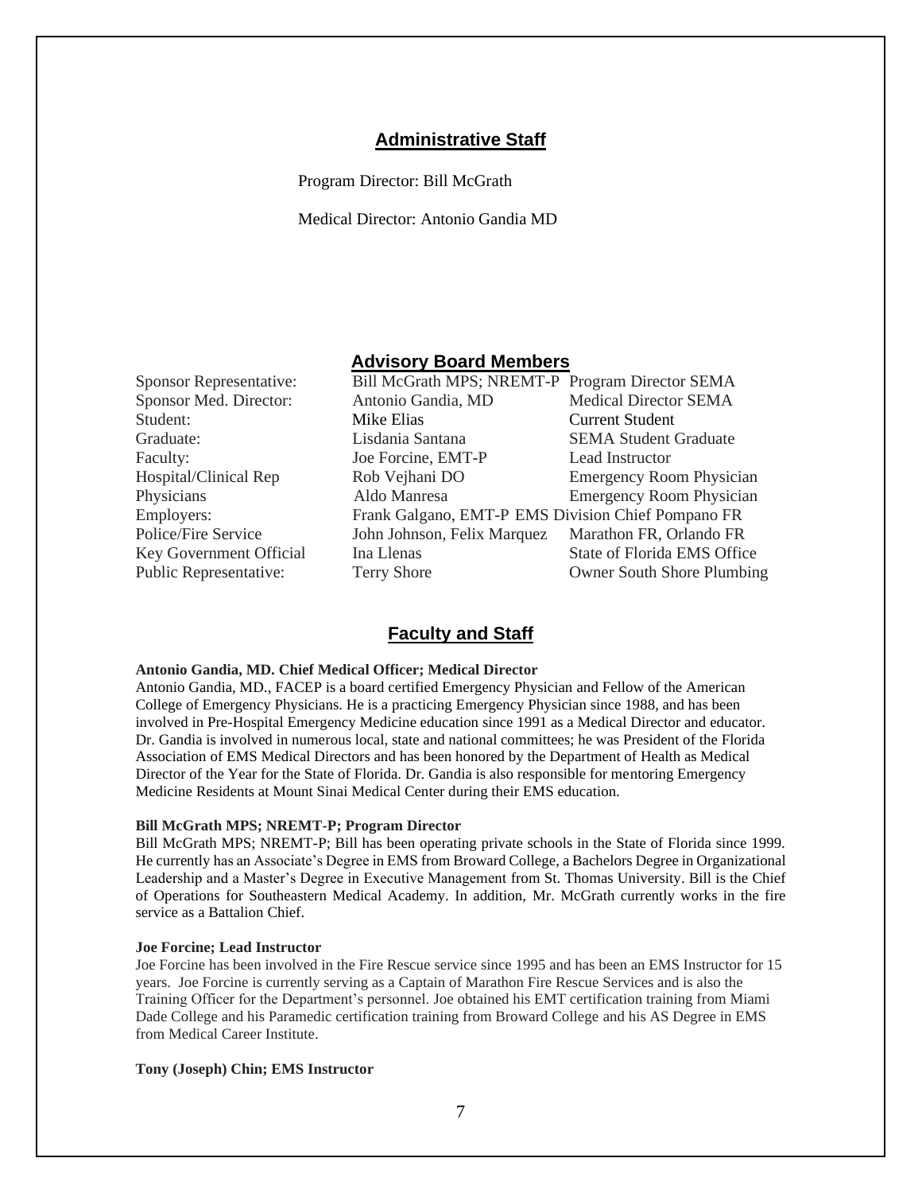## Administrative Staff

Program Director: Bill McGrath

Medical Director: Antonio Gandia MD

## Advisory Board Members

| | | |
|---|---|---|
| Sponsor Representative: | Bill McGrath MPS; NREMT-P | Program Director SEMA |
| Sponsor Med. Director: | Antonio Gandia, MD | Medical Director SEMA |
| Student: | Mike Elias | Current Student |
| Graduate: | Lisdania Santana | SEMA Student Graduate |
| Faculty: | Joe Forcine, EMT-P | Lead Instructor |
| Hospital/Clinical Rep | Rob Vejhani DO | Emergency Room Physician |
| Physicians | Aldo Manresa | Emergency Room Physician |
| Employers: | Frank Galgano, EMT-P | EMS Division Chief Pompano FR |
| Police/Fire Service | John Johnson, Felix Marquez | Marathon FR, Orlando FR |
| Key Government Official | Ina Llenas | State of Florida EMS Office |
| Public Representative: | Terry Shore | Owner South Shore Plumbing |

## Faculty and Staff

**Antonio Gandia, MD. Chief Medical Officer; Medical Director**

Antonio Gandia, MD., FACEP is a board certified Emergency Physician and Fellow of the American College of Emergency Physicians. He is a practicing Emergency Physician since 1988, and has been involved in Pre-Hospital Emergency Medicine education since 1991 as a Medical Director and educator. Dr. Gandia is involved in numerous local, state and national committees; he was President of the Florida Association of EMS Medical Directors and has been honored by the Department of Health as Medical Director of the Year for the State of Florida. Dr. Gandia is also responsible for mentoring Emergency Medicine Residents at Mount Sinai Medical Center during their EMS education.

**Bill McGrath MPS; NREMT-P; Program Director**

Bill McGrath MPS; NREMT-P; Bill has been operating private schools in the State of Florida since 1999. He currently has an Associate's Degree in EMS from Broward College, a Bachelors Degree in Organizational Leadership and a Master's Degree in Executive Management from St. Thomas University. Bill is the Chief of Operations for Southeastern Medical Academy. In addition, Mr. McGrath currently works in the fire service as a Battalion Chief.

**Joe Forcine; Lead Instructor**

Joe Forcine has been involved in the Fire Rescue service since 1995 and has been an EMS Instructor for 15 years. Joe Forcine is currently serving as a Captain of Marathon Fire Rescue Services and is also the Training Officer for the Department's personnel. Joe obtained his EMT certification training from Miami Dade College and his Paramedic certification training from Broward College and his AS Degree in EMS from Medical Career Institute.

**Tony (Joseph) Chin; EMS Instructor**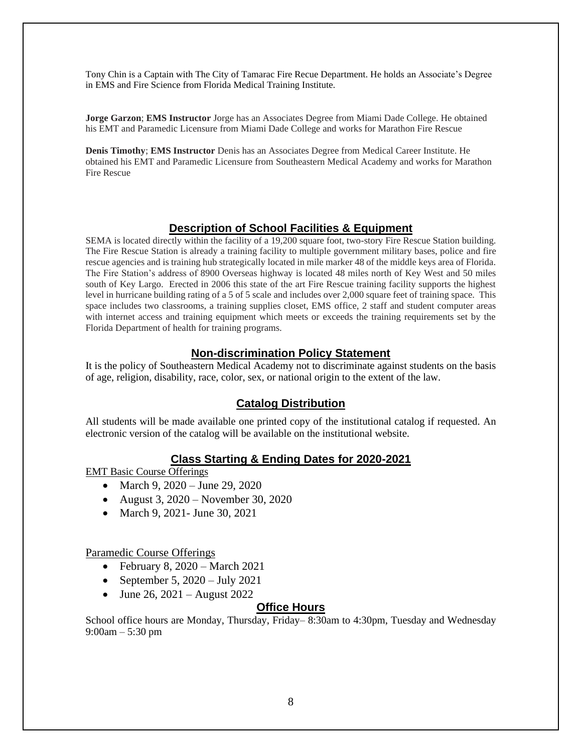Tony Chin is a Captain with The City of Tamarac Fire Recue Department. He holds an Associate's Degree in EMS and Fire Science from Florida Medical Training Institute.

**Jorge Garzon**; **EMS Instructor** Jorge has an Associates Degree from Miami Dade College. He obtained his EMT and Paramedic Licensure from Miami Dade College and works for Marathon Fire Rescue

**Denis Timothy**; **EMS Instructor** Denis has an Associates Degree from Medical Career Institute. He obtained his EMT and Paramedic Licensure from Southeastern Medical Academy and works for Marathon Fire Rescue

## Description of School Facilities & Equipment

SEMA is located directly within the facility of a 19,200 square foot, two-story Fire Rescue Station building. The Fire Rescue Station is already a training facility to multiple government military bases, police and fire rescue agencies and is training hub strategically located in mile marker 48 of the middle keys area of Florida. The Fire Station's address of 8900 Overseas highway is located 48 miles north of Key West and 50 miles south of Key Largo. Erected in 2006 this state of the art Fire Rescue training facility supports the highest level in hurricane building rating of a 5 of 5 scale and includes over 2,000 square feet of training space. This space includes two classrooms, a training supplies closet, EMS office, 2 staff and student computer areas with internet access and training equipment which meets or exceeds the training requirements set by the Florida Department of health for training programs.

## Non-discrimination Policy Statement

It is the policy of Southeastern Medical Academy not to discriminate against students on the basis of age, religion, disability, race, color, sex, or national origin to the extent of the law.

## Catalog Distribution

All students will be made available one printed copy of the institutional catalog if requested. An electronic version of the catalog will be available on the institutional website.

## Class Starting & Ending Dates for 2020-2021

EMT Basic Course Offerings

- March 9, 2020 – June 29, 2020
- August 3, 2020 – November 30, 2020
- March 9, 2021- June 30, 2021

Paramedic Course Offerings

- February 8, 2020 – March 2021
- September 5, 2020 – July 2021
- June 26, 2021 – August 2022

## Office Hours

School office hours are Monday, Thursday, Friday– 8:30am to 4:30pm, Tuesday and Wednesday 9:00am – 5:30 pm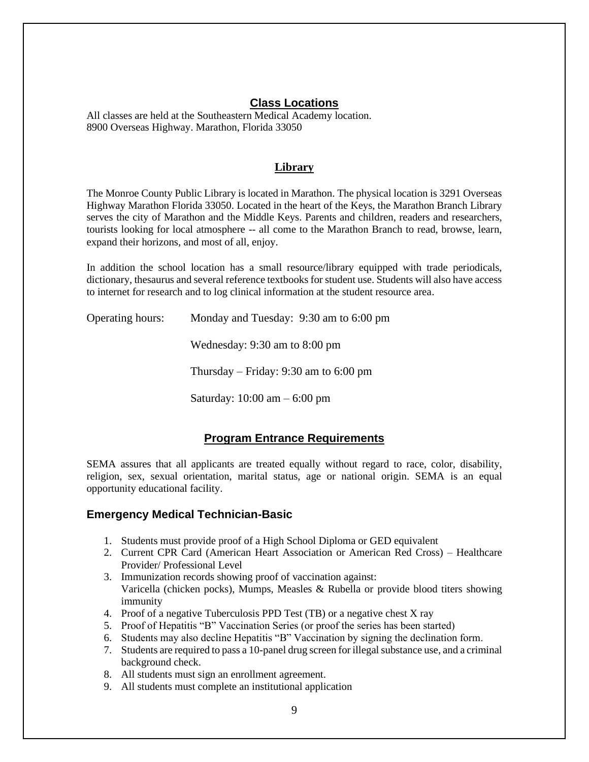## Class Locations

All classes are held at the Southeastern Medical Academy location.
8900 Overseas Highway. Marathon, Florida 33050

## Library

The Monroe County Public Library is located in Marathon. The physical location is 3291 Overseas Highway Marathon Florida 33050. Located in the heart of the Keys, the Marathon Branch Library serves the city of Marathon and the Middle Keys. Parents and children, readers and researchers, tourists looking for local atmosphere -- all come to the Marathon Branch to read, browse, learn, expand their horizons, and most of all, enjoy.

In addition the school location has a small resource/library equipped with trade periodicals, dictionary, thesaurus and several reference textbooks for student use. Students will also have access to internet for research and to log clinical information at the student resource area.

Operating hours: Monday and Tuesday: 9:30 am to 6:00 pm

Wednesday: 9:30 am to 8:00 pm

Thursday – Friday: 9:30 am to 6:00 pm

Saturday: 10:00 am – 6:00 pm

## Program Entrance Requirements

SEMA assures that all applicants are treated equally without regard to race, color, disability, religion, sex, sexual orientation, marital status, age or national origin. SEMA is an equal opportunity educational facility.

### Emergency Medical Technician-Basic

1. Students must provide proof of a High School Diploma or GED equivalent
2. Current CPR Card (American Heart Association or American Red Cross) – Healthcare Provider/ Professional Level
3. Immunization records showing proof of vaccination against:
   Varicella (chicken pocks), Mumps, Measles & Rubella or provide blood titers showing immunity
4. Proof of a negative Tuberculosis PPD Test (TB) or a negative chest X ray
5. Proof of Hepatitis "B" Vaccination Series (or proof the series has been started)
6. Students may also decline Hepatitis "B" Vaccination by signing the declination form.
7. Students are required to pass a 10-panel drug screen for illegal substance use, and a criminal background check.
8. All students must sign an enrollment agreement.
9. All students must complete an institutional application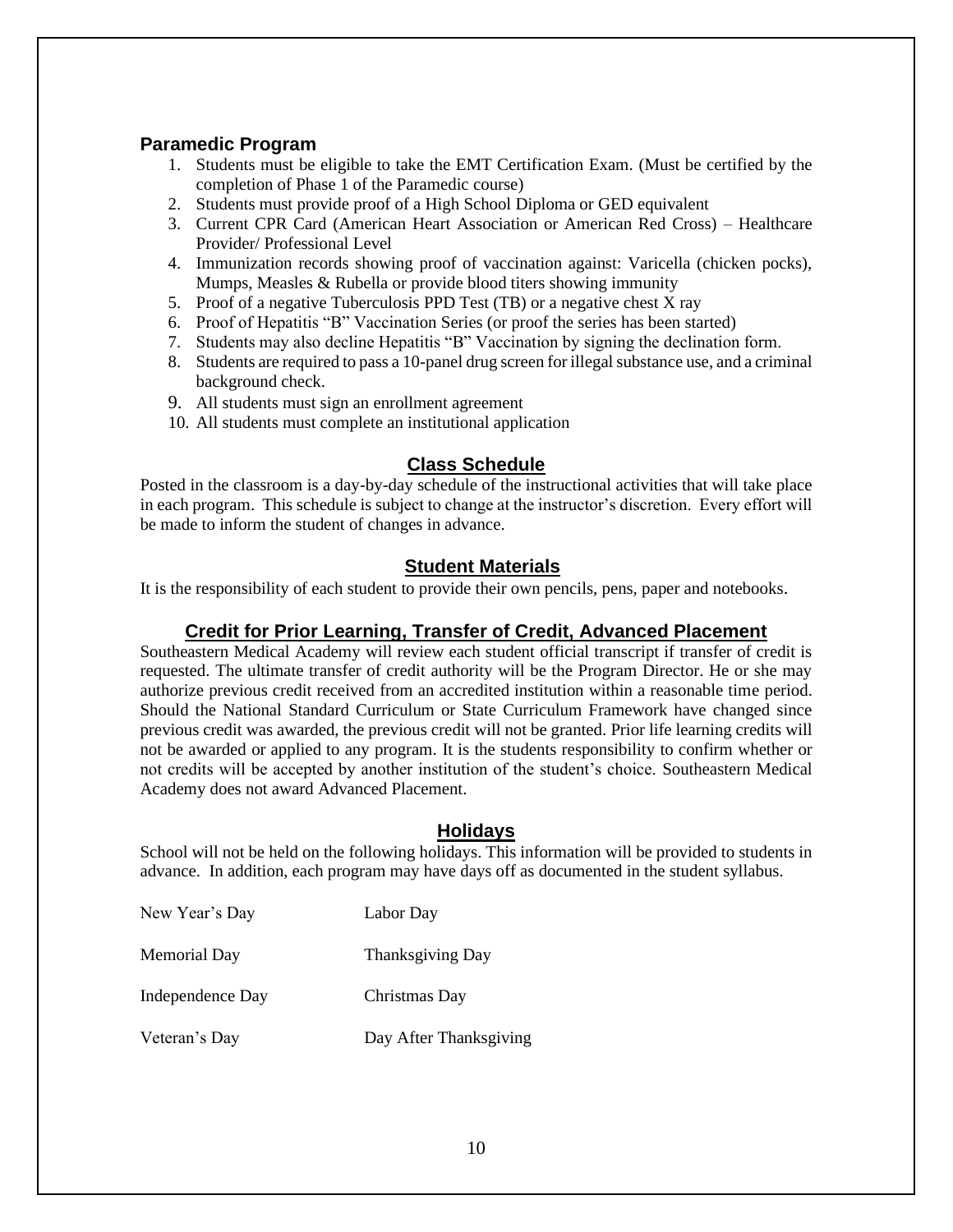## Paramedic Program

1. Students must be eligible to take the EMT Certification Exam. (Must be certified by the completion of Phase 1 of the Paramedic course)
2. Students must provide proof of a High School Diploma or GED equivalent
3. Current CPR Card (American Heart Association or American Red Cross) – Healthcare Provider/ Professional Level
4. Immunization records showing proof of vaccination against: Varicella (chicken pocks), Mumps, Measles & Rubella or provide blood titers showing immunity
5. Proof of a negative Tuberculosis PPD Test (TB) or a negative chest X ray
6. Proof of Hepatitis "B" Vaccination Series (or proof the series has been started)
7. Students may also decline Hepatitis "B" Vaccination by signing the declination form.
8. Students are required to pass a 10-panel drug screen for illegal substance use, and a criminal background check.
9. All students must sign an enrollment agreement
10. All students must complete an institutional application

## Class Schedule

Posted in the classroom is a day-by-day schedule of the instructional activities that will take place in each program. This schedule is subject to change at the instructor's discretion. Every effort will be made to inform the student of changes in advance.

## Student Materials

It is the responsibility of each student to provide their own pencils, pens, paper and notebooks.

## Credit for Prior Learning, Transfer of Credit, Advanced Placement

Southeastern Medical Academy will review each student official transcript if transfer of credit is requested. The ultimate transfer of credit authority will be the Program Director. He or she may authorize previous credit received from an accredited institution within a reasonable time period. Should the National Standard Curriculum or State Curriculum Framework have changed since previous credit was awarded, the previous credit will not be granted. Prior life learning credits will not be awarded or applied to any program. It is the students responsibility to confirm whether or not credits will be accepted by another institution of the student's choice. Southeastern Medical Academy does not award Advanced Placement.

## Holidays

School will not be held on the following holidays. This information will be provided to students in advance. In addition, each program may have days off as documented in the student syllabus.

| | |
|---|---|
| New Year's Day | Labor Day |
| Memorial Day | Thanksgiving Day |
| Independence Day | Christmas Day |
| Veteran's Day | Day After Thanksgiving |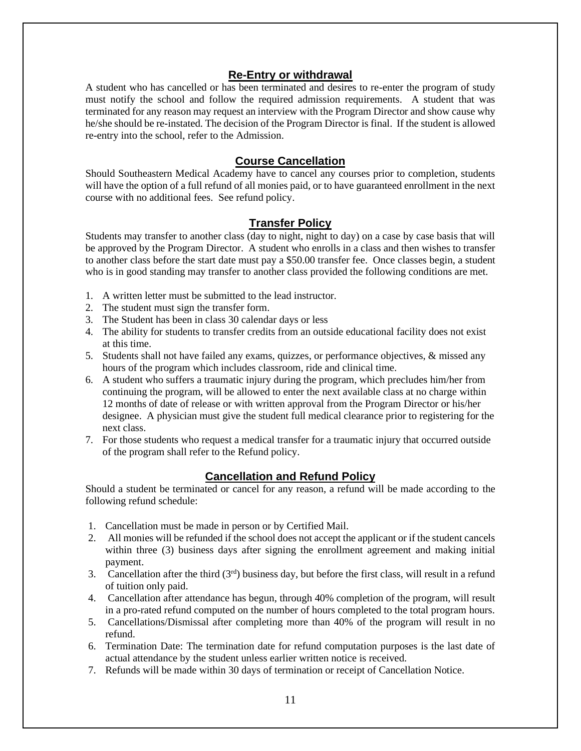## Re-Entry or withdrawal

A student who has cancelled or has been terminated and desires to re-enter the program of study must notify the school and follow the required admission requirements. A student that was terminated for any reason may request an interview with the Program Director and show cause why he/she should be re-instated. The decision of the Program Director is final. If the student is allowed re-entry into the school, refer to the Admission.

## Course Cancellation

Should Southeastern Medical Academy have to cancel any courses prior to completion, students will have the option of a full refund of all monies paid, or to have guaranteed enrollment in the next course with no additional fees. See refund policy.

## Transfer Policy

Students may transfer to another class (day to night, night to day) on a case by case basis that will be approved by the Program Director. A student who enrolls in a class and then wishes to transfer to another class before the start date must pay a $50.00 transfer fee. Once classes begin, a student who is in good standing may transfer to another class provided the following conditions are met.

1. A written letter must be submitted to the lead instructor.
2. The student must sign the transfer form.
3. The Student has been in class 30 calendar days or less
4. The ability for students to transfer credits from an outside educational facility does not exist at this time.
5. Students shall not have failed any exams, quizzes, or performance objectives, & missed any hours of the program which includes classroom, ride and clinical time.
6. A student who suffers a traumatic injury during the program, which precludes him/her from continuing the program, will be allowed to enter the next available class at no charge within 12 months of date of release or with written approval from the Program Director or his/her designee. A physician must give the student full medical clearance prior to registering for the next class.
7. For those students who request a medical transfer for a traumatic injury that occurred outside of the program shall refer to the Refund policy.

## Cancellation and Refund Policy

Should a student be terminated or cancel for any reason, a refund will be made according to the following refund schedule:

1. Cancellation must be made in person or by Certified Mail.
2. All monies will be refunded if the school does not accept the applicant or if the student cancels within three (3) business days after signing the enrollment agreement and making initial payment.
3. Cancellation after the third (3rd) business day, but before the first class, will result in a refund of tuition only paid.
4. Cancellation after attendance has begun, through 40% completion of the program, will result in a pro-rated refund computed on the number of hours completed to the total program hours.
5. Cancellations/Dismissal after completing more than 40% of the program will result in no refund.
6. Termination Date: The termination date for refund computation purposes is the last date of actual attendance by the student unless earlier written notice is received.
7. Refunds will be made within 30 days of termination or receipt of Cancellation Notice.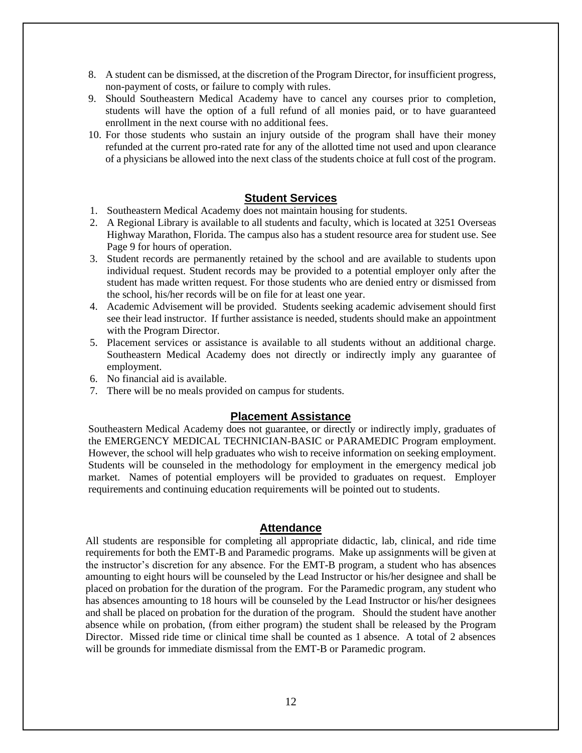8. A student can be dismissed, at the discretion of the Program Director, for insufficient progress, non-payment of costs, or failure to comply with rules.
9. Should Southeastern Medical Academy have to cancel any courses prior to completion, students will have the option of a full refund of all monies paid, or to have guaranteed enrollment in the next course with no additional fees.
10. For those students who sustain an injury outside of the program shall have their money refunded at the current pro-rated rate for any of the allotted time not used and upon clearance of a physicians be allowed into the next class of the students choice at full cost of the program.

## Student Services

1. Southeastern Medical Academy does not maintain housing for students.
2. A Regional Library is available to all students and faculty, which is located at 3251 Overseas Highway Marathon, Florida. The campus also has a student resource area for student use. See Page 9 for hours of operation.
3. Student records are permanently retained by the school and are available to students upon individual request. Student records may be provided to a potential employer only after the student has made written request. For those students who are denied entry or dismissed from the school, his/her records will be on file for at least one year.
4. Academic Advisement will be provided. Students seeking academic advisement should first see their lead instructor. If further assistance is needed, students should make an appointment with the Program Director.
5. Placement services or assistance is available to all students without an additional charge. Southeastern Medical Academy does not directly or indirectly imply any guarantee of employment.
6. No financial aid is available.
7. There will be no meals provided on campus for students.

## Placement Assistance

Southeastern Medical Academy does not guarantee, or directly or indirectly imply, graduates of the EMERGENCY MEDICAL TECHNICIAN-BASIC or PARAMEDIC Program employment. However, the school will help graduates who wish to receive information on seeking employment. Students will be counseled in the methodology for employment in the emergency medical job market. Names of potential employers will be provided to graduates on request. Employer requirements and continuing education requirements will be pointed out to students.

## Attendance

All students are responsible for completing all appropriate didactic, lab, clinical, and ride time requirements for both the EMT-B and Paramedic programs. Make up assignments will be given at the instructor's discretion for any absence. For the EMT-B program, a student who has absences amounting to eight hours will be counseled by the Lead Instructor or his/her designee and shall be placed on probation for the duration of the program. For the Paramedic program, any student who has absences amounting to 18 hours will be counseled by the Lead Instructor or his/her designees and shall be placed on probation for the duration of the program. Should the student have another absence while on probation, (from either program) the student shall be released by the Program Director. Missed ride time or clinical time shall be counted as 1 absence. A total of 2 absences will be grounds for immediate dismissal from the EMT-B or Paramedic program.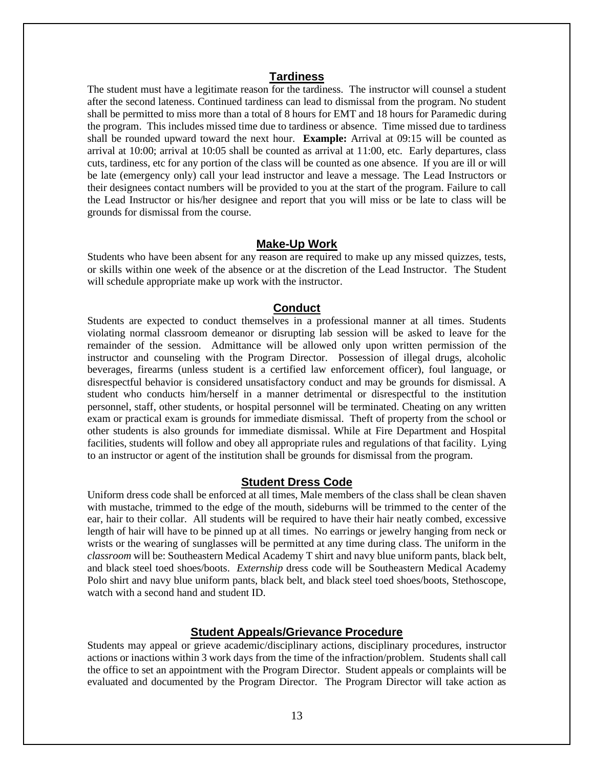## Tardiness

The student must have a legitimate reason for the tardiness. The instructor will counsel a student after the second lateness. Continued tardiness can lead to dismissal from the program. No student shall be permitted to miss more than a total of 8 hours for EMT and 18 hours for Paramedic during the program. This includes missed time due to tardiness or absence. Time missed due to tardiness shall be rounded upward toward the next hour. **Example:** Arrival at 09:15 will be counted as arrival at 10:00; arrival at 10:05 shall be counted as arrival at 11:00, etc. Early departures, class cuts, tardiness, etc for any portion of the class will be counted as one absence. If you are ill or will be late (emergency only) call your lead instructor and leave a message. The Lead Instructors or their designees contact numbers will be provided to you at the start of the program. Failure to call the Lead Instructor or his/her designee and report that you will miss or be late to class will be grounds for dismissal from the course.

## Make-Up Work

Students who have been absent for any reason are required to make up any missed quizzes, tests, or skills within one week of the absence or at the discretion of the Lead Instructor. The Student will schedule appropriate make up work with the instructor.

## Conduct

Students are expected to conduct themselves in a professional manner at all times. Students violating normal classroom demeanor or disrupting lab session will be asked to leave for the remainder of the session. Admittance will be allowed only upon written permission of the instructor and counseling with the Program Director. Possession of illegal drugs, alcoholic beverages, firearms (unless student is a certified law enforcement officer), foul language, or disrespectful behavior is considered unsatisfactory conduct and may be grounds for dismissal. A student who conducts him/herself in a manner detrimental or disrespectful to the institution personnel, staff, other students, or hospital personnel will be terminated. Cheating on any written exam or practical exam is grounds for immediate dismissal. Theft of property from the school or other students is also grounds for immediate dismissal. While at Fire Department and Hospital facilities, students will follow and obey all appropriate rules and regulations of that facility. Lying to an instructor or agent of the institution shall be grounds for dismissal from the program.

## Student Dress Code

Uniform dress code shall be enforced at all times, Male members of the class shall be clean shaven with mustache, trimmed to the edge of the mouth, sideburns will be trimmed to the center of the ear, hair to their collar. All students will be required to have their hair neatly combed, excessive length of hair will have to be pinned up at all times. No earrings or jewelry hanging from neck or wrists or the wearing of sunglasses will be permitted at any time during class. The uniform in the *classroom* will be: Southeastern Medical Academy T shirt and navy blue uniform pants, black belt, and black steel toed shoes/boots. *Externship* dress code will be Southeastern Medical Academy Polo shirt and navy blue uniform pants, black belt, and black steel toed shoes/boots, Stethoscope, watch with a second hand and student ID.

## Student Appeals/Grievance Procedure

Students may appeal or grieve academic/disciplinary actions, disciplinary procedures, instructor actions or inactions within 3 work days from the time of the infraction/problem. Students shall call the office to set an appointment with the Program Director. Student appeals or complaints will be evaluated and documented by the Program Director. The Program Director will take action as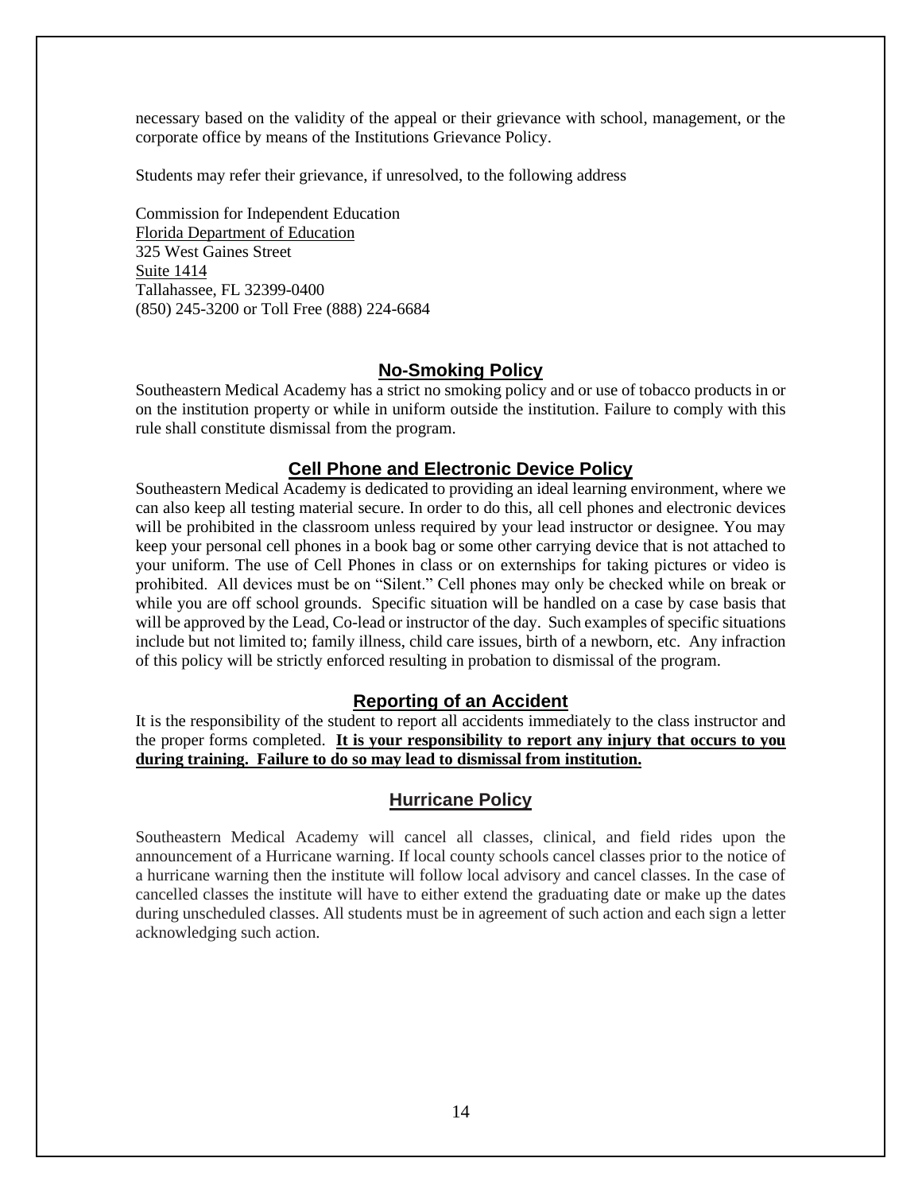necessary based on the validity of the appeal or their grievance with school, management, or the corporate office by means of the Institutions Grievance Policy.

Students may refer their grievance, if unresolved, to the following address

Commission for Independent Education
Florida Department of Education
325 West Gaines Street
Suite 1414
Tallahassee, FL 32399-0400
(850) 245-3200 or Toll Free (888) 224-6684

## No-Smoking Policy

Southeastern Medical Academy has a strict no smoking policy and or use of tobacco products in or on the institution property or while in uniform outside the institution. Failure to comply with this rule shall constitute dismissal from the program.

## Cell Phone and Electronic Device Policy

Southeastern Medical Academy is dedicated to providing an ideal learning environment, where we can also keep all testing material secure. In order to do this, all cell phones and electronic devices will be prohibited in the classroom unless required by your lead instructor or designee. You may keep your personal cell phones in a book bag or some other carrying device that is not attached to your uniform. The use of Cell Phones in class or on externships for taking pictures or video is prohibited. All devices must be on "Silent." Cell phones may only be checked while on break or while you are off school grounds. Specific situation will be handled on a case by case basis that will be approved by the Lead, Co-lead or instructor of the day. Such examples of specific situations include but not limited to; family illness, child care issues, birth of a newborn, etc. Any infraction of this policy will be strictly enforced resulting in probation to dismissal of the program.

## Reporting of an Accident

It is the responsibility of the student to report all accidents immediately to the class instructor and the proper forms completed. **It is your responsibility to report any injury that occurs to you during training. Failure to do so may lead to dismissal from institution.**

## Hurricane Policy

Southeastern Medical Academy will cancel all classes, clinical, and field rides upon the announcement of a Hurricane warning. If local county schools cancel classes prior to the notice of a hurricane warning then the institute will follow local advisory and cancel classes. In the case of cancelled classes the institute will have to either extend the graduating date or make up the dates during unscheduled classes. All students must be in agreement of such action and each sign a letter acknowledging such action.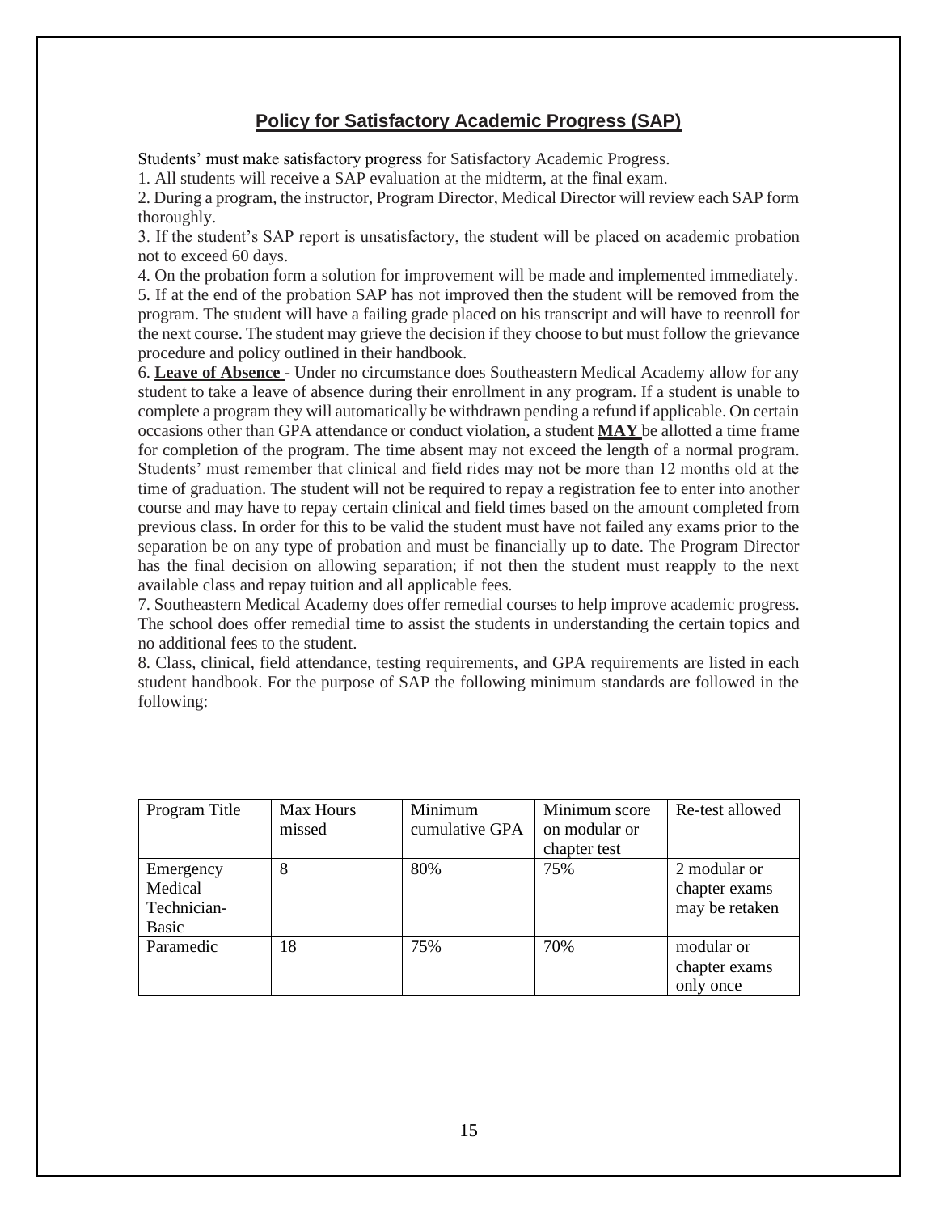## Policy for Satisfactory Academic Progress (SAP)

Students' must make satisfactory progress for Satisfactory Academic Progress.

1. All students will receive a SAP evaluation at the midterm, at the final exam.
2. During a program, the instructor, Program Director, Medical Director will review each SAP form thoroughly.
3. If the student's SAP report is unsatisfactory, the student will be placed on academic probation not to exceed 60 days.
4. On the probation form a solution for improvement will be made and implemented immediately.
5. If at the end of the probation SAP has not improved then the student will be removed from the program. The student will have a failing grade placed on his transcript and will have to reenroll for the next course. The student may grieve the decision if they choose to but must follow the grievance procedure and policy outlined in their handbook.
6. **Leave of Absence** - Under no circumstance does Southeastern Medical Academy allow for any student to take a leave of absence during their enrollment in any program. If a student is unable to complete a program they will automatically be withdrawn pending a refund if applicable. On certain occasions other than GPA attendance or conduct violation, a student **MAY** be allotted a time frame for completion of the program. The time absent may not exceed the length of a normal program. Students' must remember that clinical and field rides may not be more than 12 months old at the time of graduation. The student will not be required to repay a registration fee to enter into another course and may have to repay certain clinical and field times based on the amount completed from previous class. In order for this to be valid the student must have not failed any exams prior to the separation be on any type of probation and must be financially up to date. The Program Director has the final decision on allowing separation; if not then the student must reapply to the next available class and repay tuition and all applicable fees.
7. Southeastern Medical Academy does offer remedial courses to help improve academic progress. The school does offer remedial time to assist the students in understanding the certain topics and no additional fees to the student.
8. Class, clinical, field attendance, testing requirements, and GPA requirements are listed in each student handbook. For the purpose of SAP the following minimum standards are followed in the following:

| Program Title | Max Hours missed | Minimum cumulative GPA | Minimum score on modular or chapter test | Re-test allowed |
|---|---|---|---|---|
| Emergency Medical Technician-Basic | 8 | 80% | 75% | 2 modular or chapter exams may be retaken |
| Paramedic | 18 | 75% | 70% | modular or chapter exams only once |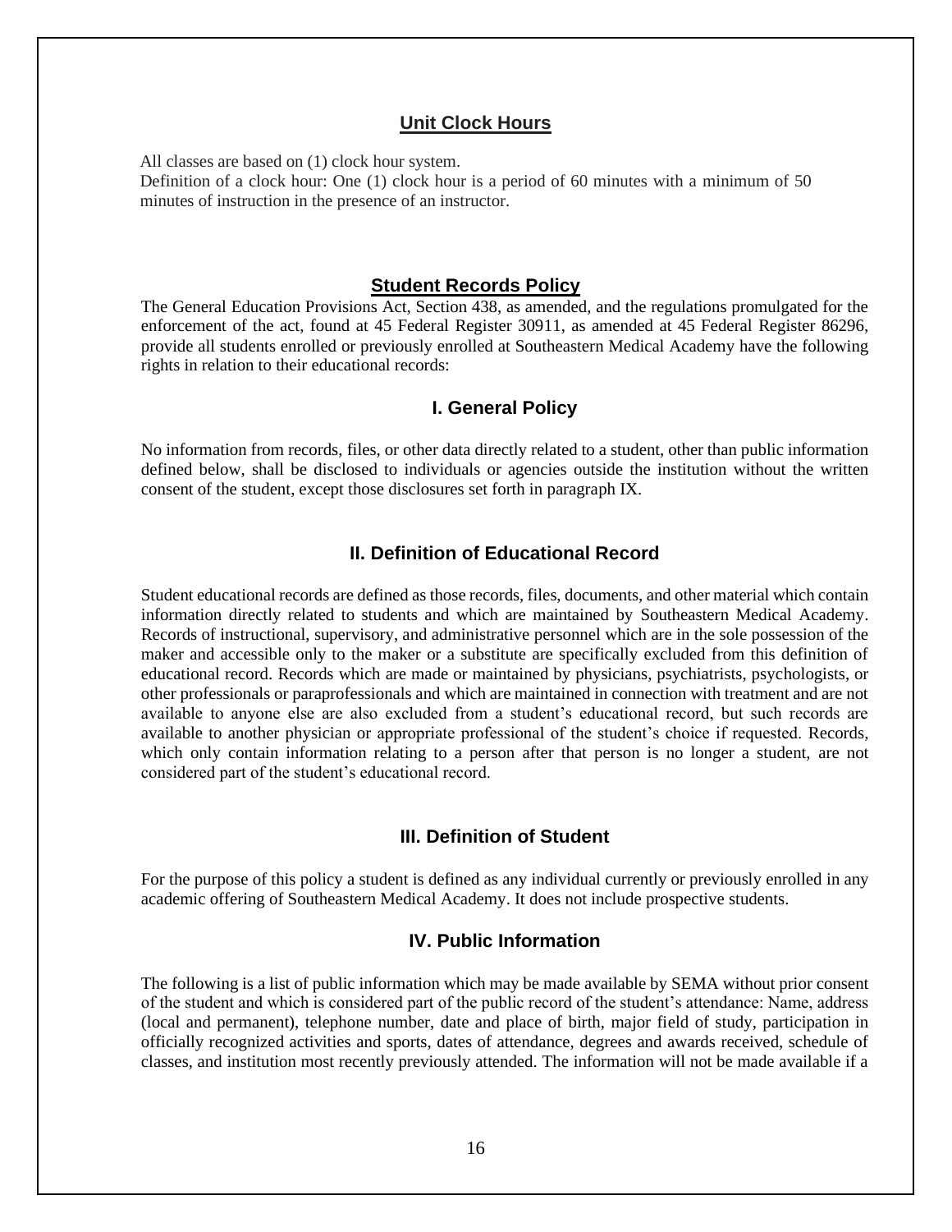## Unit Clock Hours

All classes are based on (1) clock hour system.
Definition of a clock hour: One (1) clock hour is a period of 60 minutes with a minimum of 50 minutes of instruction in the presence of an instructor.

## Student Records Policy

The General Education Provisions Act, Section 438, as amended, and the regulations promulgated for the enforcement of the act, found at 45 Federal Register 30911, as amended at 45 Federal Register 86296, provide all students enrolled or previously enrolled at Southeastern Medical Academy have the following rights in relation to their educational records:

### I. General Policy

No information from records, files, or other data directly related to a student, other than public information defined below, shall be disclosed to individuals or agencies outside the institution without the written consent of the student, except those disclosures set forth in paragraph IX.

### II. Definition of Educational Record

Student educational records are defined as those records, files, documents, and other material which contain information directly related to students and which are maintained by Southeastern Medical Academy. Records of instructional, supervisory, and administrative personnel which are in the sole possession of the maker and accessible only to the maker or a substitute are specifically excluded from this definition of educational record. Records which are made or maintained by physicians, psychiatrists, psychologists, or other professionals or paraprofessionals and which are maintained in connection with treatment and are not available to anyone else are also excluded from a student's educational record, but such records are available to another physician or appropriate professional of the student's choice if requested. Records, which only contain information relating to a person after that person is no longer a student, are not considered part of the student's educational record.

### III. Definition of Student

For the purpose of this policy a student is defined as any individual currently or previously enrolled in any academic offering of Southeastern Medical Academy. It does not include prospective students.

### IV. Public Information

The following is a list of public information which may be made available by SEMA without prior consent of the student and which is considered part of the public record of the student's attendance: Name, address (local and permanent), telephone number, date and place of birth, major field of study, participation in officially recognized activities and sports, dates of attendance, degrees and awards received, schedule of classes, and institution most recently previously attended. The information will not be made available if a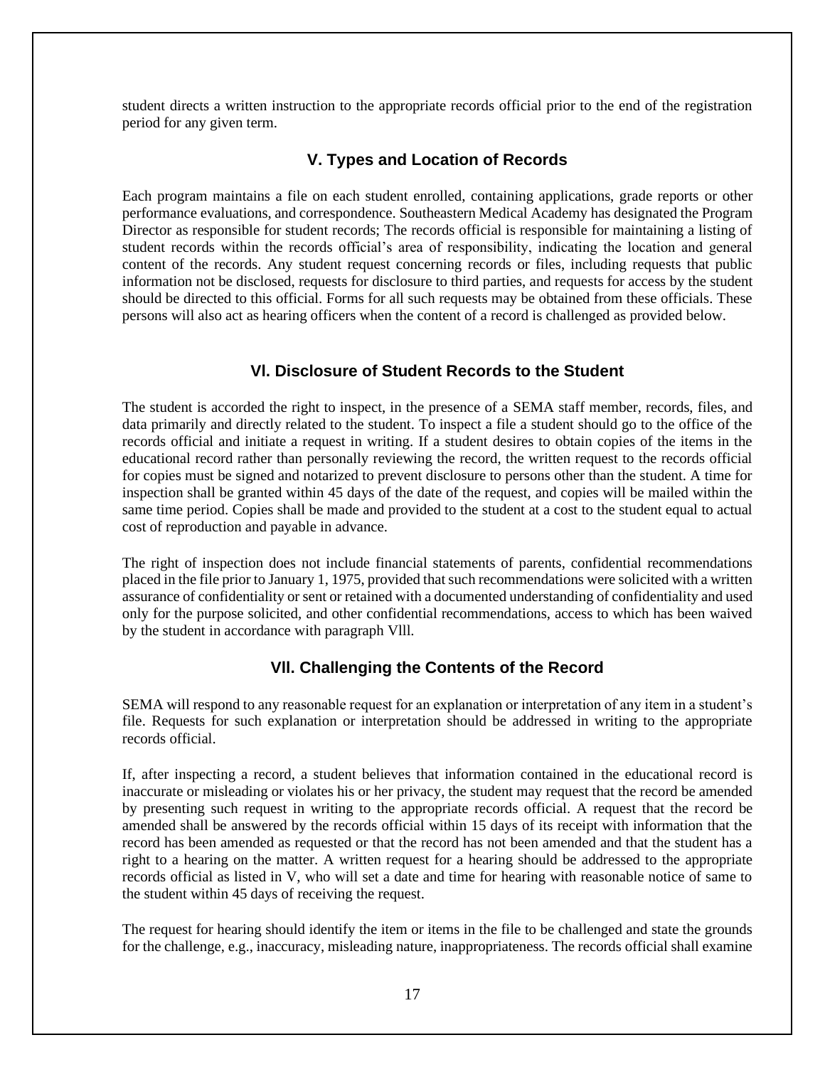student directs a written instruction to the appropriate records official prior to the end of the registration period for any given term.

## V. Types and Location of Records

Each program maintains a file on each student enrolled, containing applications, grade reports or other performance evaluations, and correspondence. Southeastern Medical Academy has designated the Program Director as responsible for student records; The records official is responsible for maintaining a listing of student records within the records official's area of responsibility, indicating the location and general content of the records. Any student request concerning records or files, including requests that public information not be disclosed, requests for disclosure to third parties, and requests for access by the student should be directed to this official. Forms for all such requests may be obtained from these officials. These persons will also act as hearing officers when the content of a record is challenged as provided below.

## Vl. Disclosure of Student Records to the Student

The student is accorded the right to inspect, in the presence of a SEMA staff member, records, files, and data primarily and directly related to the student. To inspect a file a student should go to the office of the records official and initiate a request in writing. If a student desires to obtain copies of the items in the educational record rather than personally reviewing the record, the written request to the records official for copies must be signed and notarized to prevent disclosure to persons other than the student. A time for inspection shall be granted within 45 days of the date of the request, and copies will be mailed within the same time period. Copies shall be made and provided to the student at a cost to the student equal to actual cost of reproduction and payable in advance.

The right of inspection does not include financial statements of parents, confidential recommendations placed in the file prior to January 1, 1975, provided that such recommendations were solicited with a written assurance of confidentiality or sent or retained with a documented understanding of confidentiality and used only for the purpose solicited, and other confidential recommendations, access to which has been waived by the student in accordance with paragraph Vlll.

## Vll. Challenging the Contents of the Record

SEMA will respond to any reasonable request for an explanation or interpretation of any item in a student's file. Requests for such explanation or interpretation should be addressed in writing to the appropriate records official.

If, after inspecting a record, a student believes that information contained in the educational record is inaccurate or misleading or violates his or her privacy, the student may request that the record be amended by presenting such request in writing to the appropriate records official. A request that the record be amended shall be answered by the records official within 15 days of its receipt with information that the record has been amended as requested or that the record has not been amended and that the student has a right to a hearing on the matter. A written request for a hearing should be addressed to the appropriate records official as listed in V, who will set a date and time for hearing with reasonable notice of same to the student within 45 days of receiving the request.

The request for hearing should identify the item or items in the file to be challenged and state the grounds for the challenge, e.g., inaccuracy, misleading nature, inappropriateness. The records official shall examine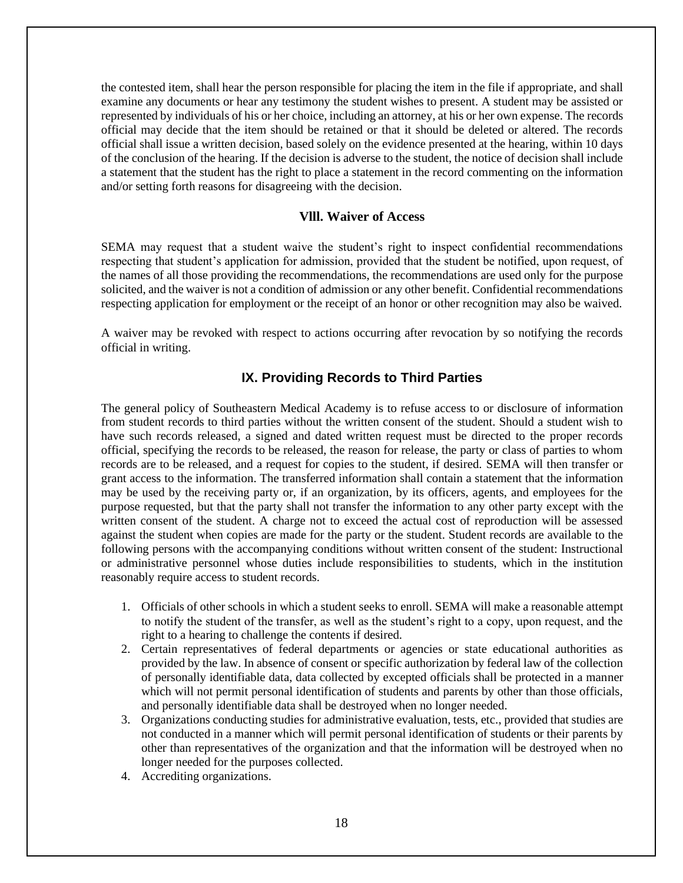the contested item, shall hear the person responsible for placing the item in the file if appropriate, and shall examine any documents or hear any testimony the student wishes to present. A student may be assisted or represented by individuals of his or her choice, including an attorney, at his or her own expense. The records official may decide that the item should be retained or that it should be deleted or altered. The records official shall issue a written decision, based solely on the evidence presented at the hearing, within 10 days of the conclusion of the hearing. If the decision is adverse to the student, the notice of decision shall include a statement that the student has the right to place a statement in the record commenting on the information and/or setting forth reasons for disagreeing with the decision.

### Vlll. Waiver of Access

SEMA may request that a student waive the student's right to inspect confidential recommendations respecting that student's application for admission, provided that the student be notified, upon request, of the names of all those providing the recommendations, the recommendations are used only for the purpose solicited, and the waiver is not a condition of admission or any other benefit. Confidential recommendations respecting application for employment or the receipt of an honor or other recognition may also be waived.

A waiver may be revoked with respect to actions occurring after revocation by so notifying the records official in writing.

## IX. Providing Records to Third Parties

The general policy of Southeastern Medical Academy is to refuse access to or disclosure of information from student records to third parties without the written consent of the student. Should a student wish to have such records released, a signed and dated written request must be directed to the proper records official, specifying the records to be released, the reason for release, the party or class of parties to whom records are to be released, and a request for copies to the student, if desired. SEMA will then transfer or grant access to the information. The transferred information shall contain a statement that the information may be used by the receiving party or, if an organization, by its officers, agents, and employees for the purpose requested, but that the party shall not transfer the information to any other party except with the written consent of the student. A charge not to exceed the actual cost of reproduction will be assessed against the student when copies are made for the party or the student. Student records are available to the following persons with the accompanying conditions without written consent of the student: Instructional or administrative personnel whose duties include responsibilities to students, which in the institution reasonably require access to student records.

1. Officials of other schools in which a student seeks to enroll. SEMA will make a reasonable attempt to notify the student of the transfer, as well as the student's right to a copy, upon request, and the right to a hearing to challenge the contents if desired.
2. Certain representatives of federal departments or agencies or state educational authorities as provided by the law. In absence of consent or specific authorization by federal law of the collection of personally identifiable data, data collected by excepted officials shall be protected in a manner which will not permit personal identification of students and parents by other than those officials, and personally identifiable data shall be destroyed when no longer needed.
3. Organizations conducting studies for administrative evaluation, tests, etc., provided that studies are not conducted in a manner which will permit personal identification of students or their parents by other than representatives of the organization and that the information will be destroyed when no longer needed for the purposes collected.
4. Accrediting organizations.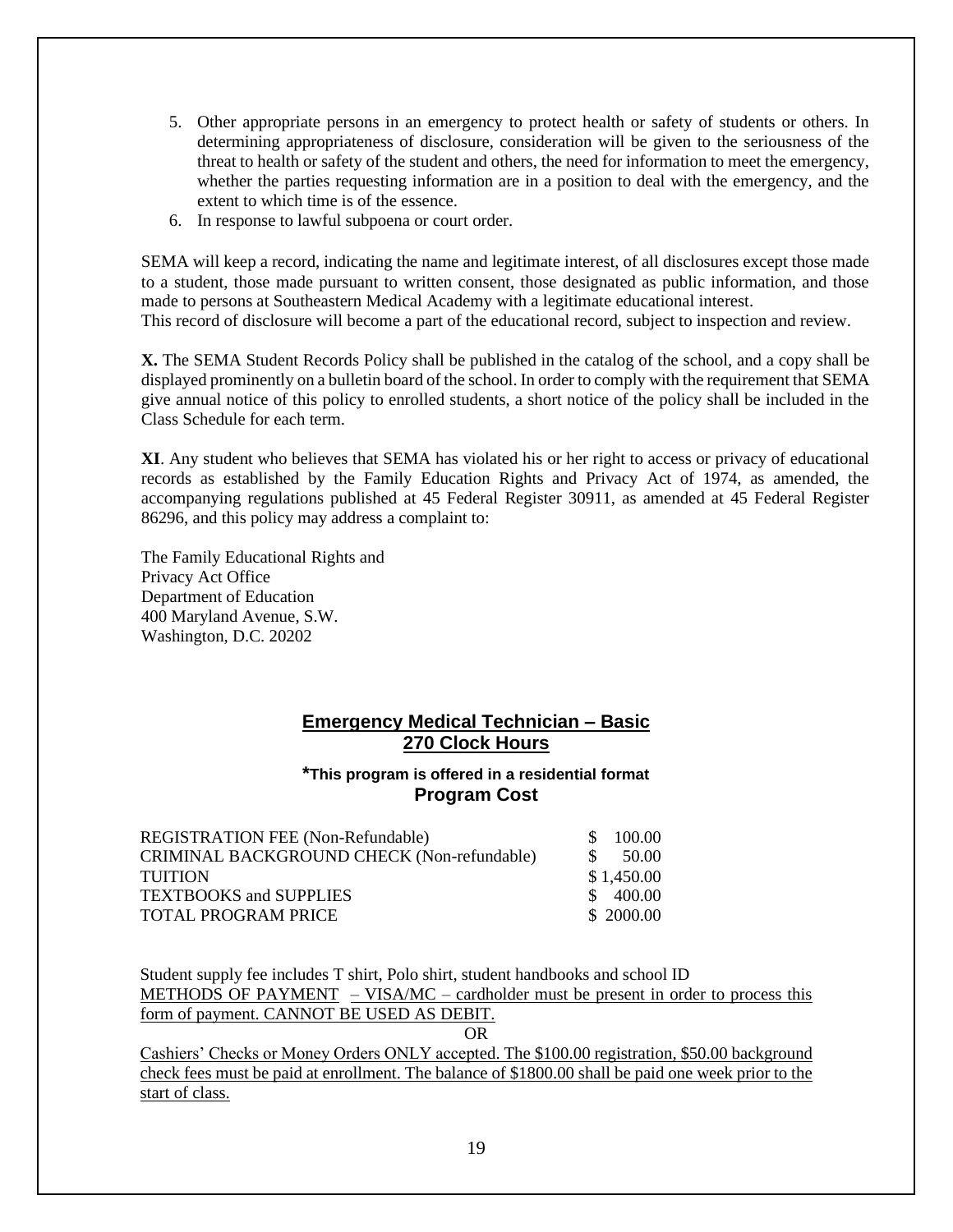5. Other appropriate persons in an emergency to protect health or safety of students or others. In determining appropriateness of disclosure, consideration will be given to the seriousness of the threat to health or safety of the student and others, the need for information to meet the emergency, whether the parties requesting information are in a position to deal with the emergency, and the extent to which time is of the essence.
6. In response to lawful subpoena or court order.

SEMA will keep a record, indicating the name and legitimate interest, of all disclosures except those made to a student, those made pursuant to written consent, those designated as public information, and those made to persons at Southeastern Medical Academy with a legitimate educational interest.
This record of disclosure will become a part of the educational record, subject to inspection and review.

**X.** The SEMA Student Records Policy shall be published in the catalog of the school, and a copy shall be displayed prominently on a bulletin board of the school. In order to comply with the requirement that SEMA give annual notice of this policy to enrolled students, a short notice of the policy shall be included in the Class Schedule for each term.

**XI**. Any student who believes that SEMA has violated his or her right to access or privacy of educational records as established by the Family Education Rights and Privacy Act of 1974, as amended, the accompanying regulations published at 45 Federal Register 30911, as amended at 45 Federal Register 86296, and this policy may address a complaint to:

The Family Educational Rights and
Privacy Act Office
Department of Education
400 Maryland Avenue, S.W.
Washington, D.C. 20202

## Emergency Medical Technician – Basic
## 270 Clock Hours

**\*This program is offered in a residential format**

### Program Cost

| | |
|---|---|
| REGISTRATION FEE (Non-Refundable) | $ 100.00 |
| CRIMINAL BACKGROUND CHECK (Non-refundable) | $ 50.00 |
| TUITION | $ 1,450.00 |
| TEXTBOOKS and SUPPLIES | $ 400.00 |
| TOTAL PROGRAM PRICE | $ 2000.00 |

Student supply fee includes T shirt, Polo shirt, student handbooks and school ID
METHODS OF PAYMENT – VISA/MC – cardholder must be present in order to process this form of payment. CANNOT BE USED AS DEBIT.

OR

Cashiers' Checks or Money Orders ONLY accepted. The $100.00 registration, $50.00 background check fees must be paid at enrollment. The balance of $1800.00 shall be paid one week prior to the start of class.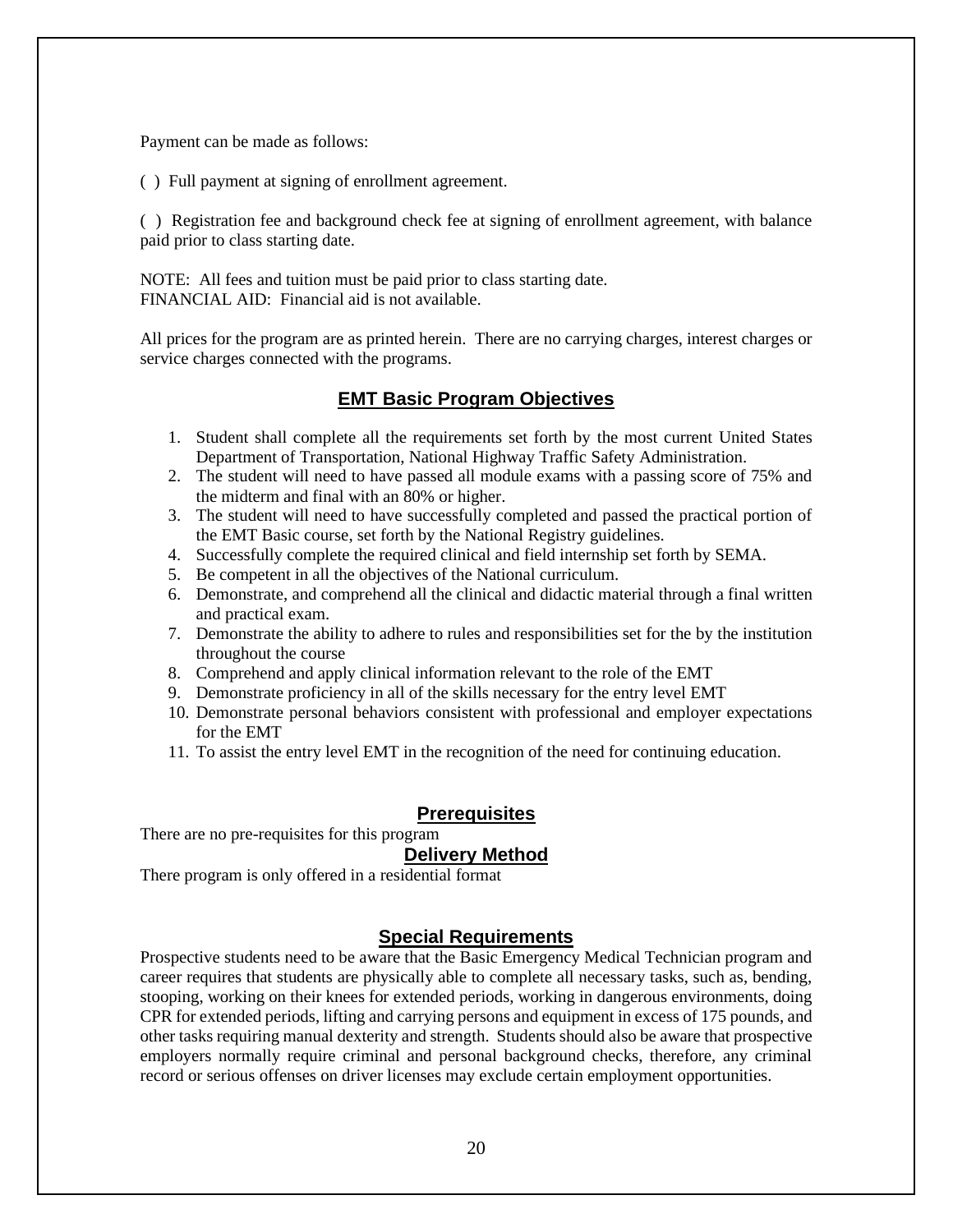Payment can be made as follows:

( ) Full payment at signing of enrollment agreement.

( ) Registration fee and background check fee at signing of enrollment agreement, with balance paid prior to class starting date.

NOTE: All fees and tuition must be paid prior to class starting date.
FINANCIAL AID: Financial aid is not available.

All prices for the program are as printed herein. There are no carrying charges, interest charges or service charges connected with the programs.

## EMT Basic Program Objectives

1. Student shall complete all the requirements set forth by the most current United States Department of Transportation, National Highway Traffic Safety Administration.
2. The student will need to have passed all module exams with a passing score of 75% and the midterm and final with an 80% or higher.
3. The student will need to have successfully completed and passed the practical portion of the EMT Basic course, set forth by the National Registry guidelines.
4. Successfully complete the required clinical and field internship set forth by SEMA.
5. Be competent in all the objectives of the National curriculum.
6. Demonstrate, and comprehend all the clinical and didactic material through a final written and practical exam.
7. Demonstrate the ability to adhere to rules and responsibilities set for the by the institution throughout the course
8. Comprehend and apply clinical information relevant to the role of the EMT
9. Demonstrate proficiency in all of the skills necessary for the entry level EMT
10. Demonstrate personal behaviors consistent with professional and employer expectations for the EMT
11. To assist the entry level EMT in the recognition of the need for continuing education.

## Prerequisites

There are no pre-requisites for this program

## Delivery Method

There program is only offered in a residential format

## Special Requirements

Prospective students need to be aware that the Basic Emergency Medical Technician program and career requires that students are physically able to complete all necessary tasks, such as, bending, stooping, working on their knees for extended periods, working in dangerous environments, doing CPR for extended periods, lifting and carrying persons and equipment in excess of 175 pounds, and other tasks requiring manual dexterity and strength. Students should also be aware that prospective employers normally require criminal and personal background checks, therefore, any criminal record or serious offenses on driver licenses may exclude certain employment opportunities.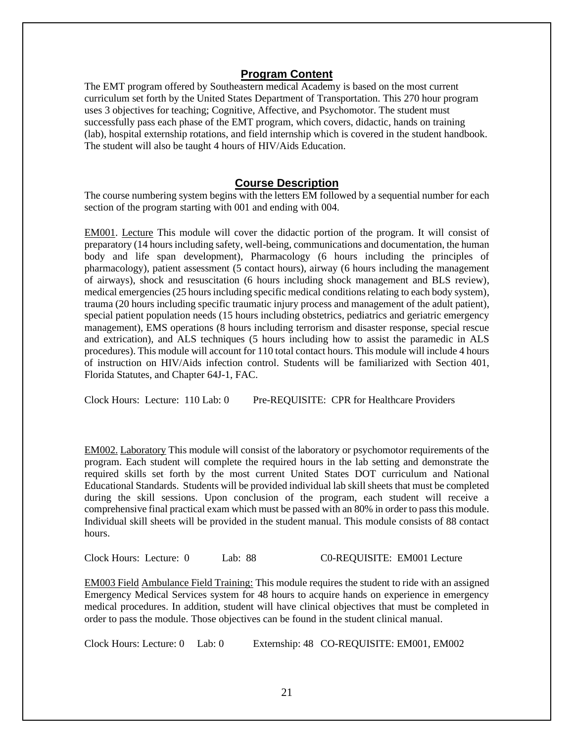## Program Content

The EMT program offered by Southeastern medical Academy is based on the most current curriculum set forth by the United States Department of Transportation. This 270 hour program uses 3 objectives for teaching; Cognitive, Affective, and Psychomotor. The student must successfully pass each phase of the EMT program, which covers, didactic, hands on training (lab), hospital externship rotations, and field internship which is covered in the student handbook. The student will also be taught 4 hours of HIV/Aids Education.

## Course Description

The course numbering system begins with the letters EM followed by a sequential number for each section of the program starting with 001 and ending with 004.

EM001. Lecture This module will cover the didactic portion of the program. It will consist of preparatory (14 hours including safety, well-being, communications and documentation, the human body and life span development), Pharmacology (6 hours including the principles of pharmacology), patient assessment (5 contact hours), airway (6 hours including the management of airways), shock and resuscitation (6 hours including shock management and BLS review), medical emergencies (25 hours including specific medical conditions relating to each body system), trauma (20 hours including specific traumatic injury process and management of the adult patient), special patient population needs (15 hours including obstetrics, pediatrics and geriatric emergency management), EMS operations (8 hours including terrorism and disaster response, special rescue and extrication), and ALS techniques (5 hours including how to assist the paramedic in ALS procedures). This module will account for 110 total contact hours. This module will include 4 hours of instruction on HIV/Aids infection control. Students will be familiarized with Section 401, Florida Statutes, and Chapter 64J-1, FAC.

Clock Hours: Lecture: 110 Lab: 0 Pre-REQUISITE: CPR for Healthcare Providers

EM002. Laboratory This module will consist of the laboratory or psychomotor requirements of the program. Each student will complete the required hours in the lab setting and demonstrate the required skills set forth by the most current United States DOT curriculum and National Educational Standards. Students will be provided individual lab skill sheets that must be completed during the skill sessions. Upon conclusion of the program, each student will receive a comprehensive final practical exam which must be passed with an 80% in order to pass this module. Individual skill sheets will be provided in the student manual. This module consists of 88 contact hours.

Clock Hours: Lecture: 0 Lab: 88 C0-REQUISITE: EM001 Lecture

EM003 Field Ambulance Field Training: This module requires the student to ride with an assigned Emergency Medical Services system for 48 hours to acquire hands on experience in emergency medical procedures. In addition, student will have clinical objectives that must be completed in order to pass the module. Those objectives can be found in the student clinical manual.

Clock Hours: Lecture: 0 Lab: 0 Externship: 48 CO-REQUISITE: EM001, EM002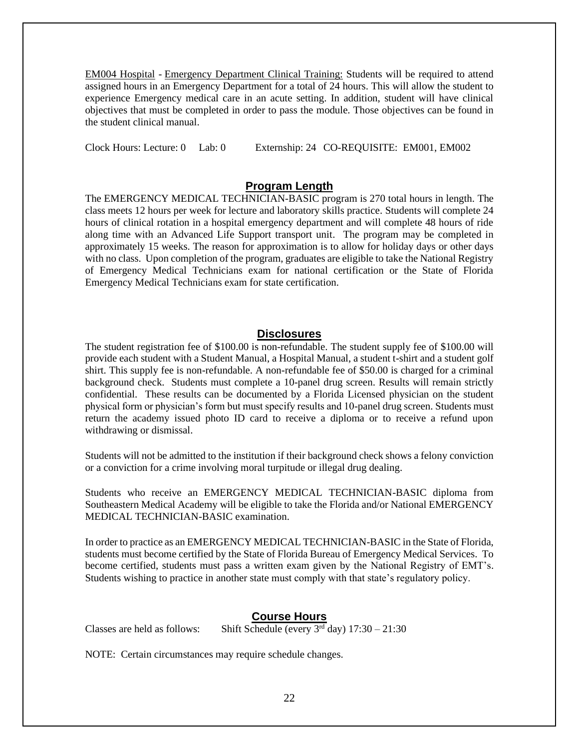EM004 Hospital - Emergency Department Clinical Training: Students will be required to attend assigned hours in an Emergency Department for a total of 24 hours. This will allow the student to experience Emergency medical care in an acute setting. In addition, student will have clinical objectives that must be completed in order to pass the module. Those objectives can be found in the student clinical manual.

Clock Hours: Lecture: 0 Lab: 0 Externship: 24 CO-REQUISITE: EM001, EM002

## Program Length

The EMERGENCY MEDICAL TECHNICIAN-BASIC program is 270 total hours in length. The class meets 12 hours per week for lecture and laboratory skills practice. Students will complete 24 hours of clinical rotation in a hospital emergency department and will complete 48 hours of ride along time with an Advanced Life Support transport unit. The program may be completed in approximately 15 weeks. The reason for approximation is to allow for holiday days or other days with no class. Upon completion of the program, graduates are eligible to take the National Registry of Emergency Medical Technicians exam for national certification or the State of Florida Emergency Medical Technicians exam for state certification.

## Disclosures

The student registration fee of $100.00 is non-refundable. The student supply fee of $100.00 will provide each student with a Student Manual, a Hospital Manual, a student t-shirt and a student golf shirt. This supply fee is non-refundable. A non-refundable fee of $50.00 is charged for a criminal background check. Students must complete a 10-panel drug screen. Results will remain strictly confidential. These results can be documented by a Florida Licensed physician on the student physical form or physician's form but must specify results and 10-panel drug screen. Students must return the academy issued photo ID card to receive a diploma or to receive a refund upon withdrawing or dismissal.

Students will not be admitted to the institution if their background check shows a felony conviction or a conviction for a crime involving moral turpitude or illegal drug dealing.

Students who receive an EMERGENCY MEDICAL TECHNICIAN-BASIC diploma from Southeastern Medical Academy will be eligible to take the Florida and/or National EMERGENCY MEDICAL TECHNICIAN-BASIC examination.

In order to practice as an EMERGENCY MEDICAL TECHNICIAN-BASIC in the State of Florida, students must become certified by the State of Florida Bureau of Emergency Medical Services. To become certified, students must pass a written exam given by the National Registry of EMT's. Students wishing to practice in another state must comply with that state's regulatory policy.

## Course Hours

Classes are held as follows: Shift Schedule (every 3rd day) 17:30 – 21:30

NOTE: Certain circumstances may require schedule changes.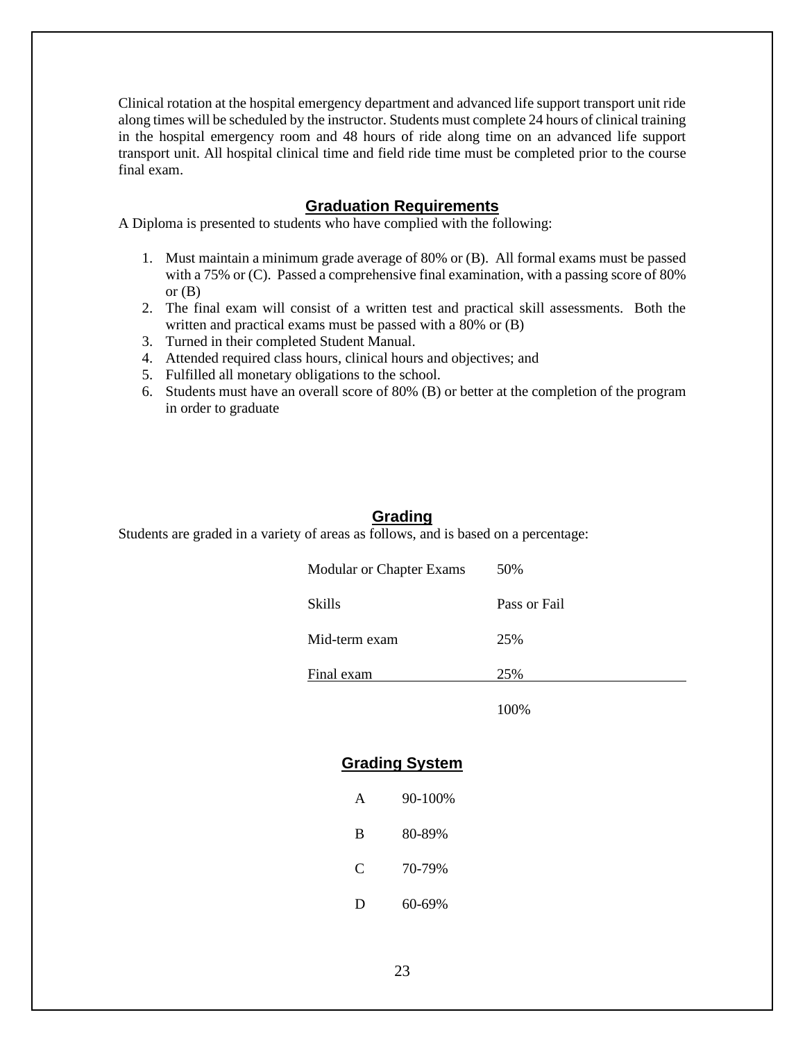Clinical rotation at the hospital emergency department and advanced life support transport unit ride along times will be scheduled by the instructor. Students must complete 24 hours of clinical training in the hospital emergency room and 48 hours of ride along time on an advanced life support transport unit. All hospital clinical time and field ride time must be completed prior to the course final exam.

## Graduation Requirements

A Diploma is presented to students who have complied with the following:

1. Must maintain a minimum grade average of 80% or (B). All formal exams must be passed with a 75% or (C). Passed a comprehensive final examination, with a passing score of 80% or (B)
2. The final exam will consist of a written test and practical skill assessments. Both the written and practical exams must be passed with a 80% or (B)
3. Turned in their completed Student Manual.
4. Attended required class hours, clinical hours and objectives; and
5. Fulfilled all monetary obligations to the school.
6. Students must have an overall score of 80% (B) or better at the completion of the program in order to graduate

## Grading

Students are graded in a variety of areas as follows, and is based on a percentage:

| Area | Weight |
|---|---|
| Modular or Chapter Exams | 50% |
| Skills | Pass or Fail |
| Mid-term exam | 25% |
| Final exam | 25% |
| | 100% |

## Grading System

| Grade | Range |
|---|---|
| A | 90-100% |
| B | 80-89% |
| C | 70-79% |
| D | 60-69% |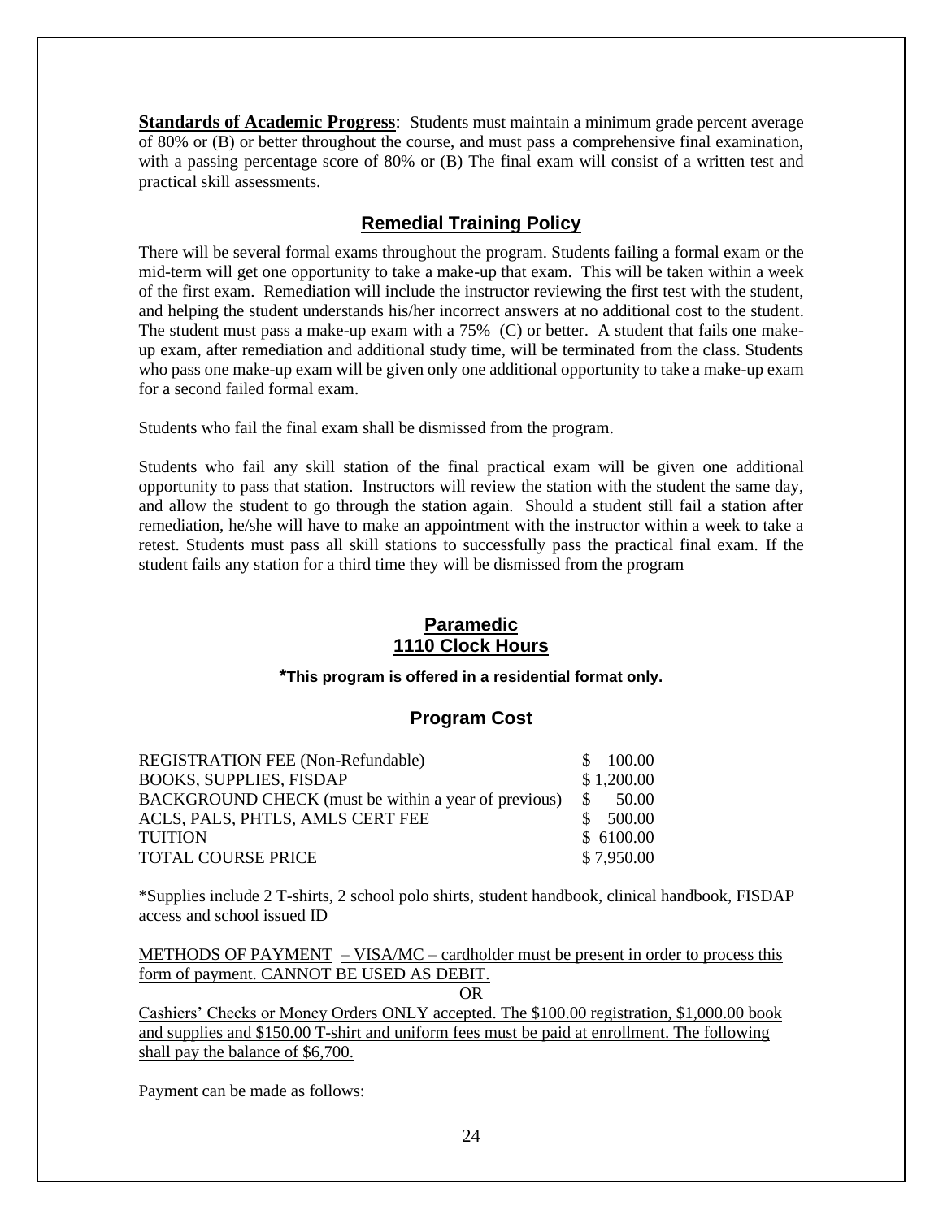**Standards of Academic Progress**: Students must maintain a minimum grade percent average of 80% or (B) or better throughout the course, and must pass a comprehensive final examination, with a passing percentage score of 80% or (B) The final exam will consist of a written test and practical skill assessments.

## Remedial Training Policy

There will be several formal exams throughout the program. Students failing a formal exam or the mid-term will get one opportunity to take a make-up that exam. This will be taken within a week of the first exam. Remediation will include the instructor reviewing the first test with the student, and helping the student understands his/her incorrect answers at no additional cost to the student. The student must pass a make-up exam with a 75% (C) or better. A student that fails one make-up exam, after remediation and additional study time, will be terminated from the class. Students who pass one make-up exam will be given only one additional opportunity to take a make-up exam for a second failed formal exam.

Students who fail the final exam shall be dismissed from the program.

Students who fail any skill station of the final practical exam will be given one additional opportunity to pass that station. Instructors will review the station with the student the same day, and allow the student to go through the station again. Should a student still fail a station after remediation, he/she will have to make an appointment with the instructor within a week to take a retest. Students must pass all skill stations to successfully pass the practical final exam. If the student fails any station for a third time they will be dismissed from the program

## Paramedic
## 1110 Clock Hours

***This program is offered in a residential format only.**

### Program Cost

| | |
|---|---|
| REGISTRATION FEE (Non-Refundable) | $ 100.00 |
| BOOKS, SUPPLIES, FISDAP | $ 1,200.00 |
| BACKGROUND CHECK (must be within a year of previous) | $ 50.00 |
| ACLS, PALS, PHTLS, AMLS CERT FEE | $ 500.00 |
| TUITION | $ 6100.00 |
| TOTAL COURSE PRICE | $ 7,950.00 |

*Supplies include 2 T-shirts, 2 school polo shirts, student handbook, clinical handbook, FISDAP access and school issued ID

METHODS OF PAYMENT – VISA/MC – cardholder must be present in order to process this form of payment. CANNOT BE USED AS DEBIT.

OR

Cashiers' Checks or Money Orders ONLY accepted. The $100.00 registration, $1,000.00 book and supplies and $150.00 T-shirt and uniform fees must be paid at enrollment. The following shall pay the balance of $6,700.

Payment can be made as follows: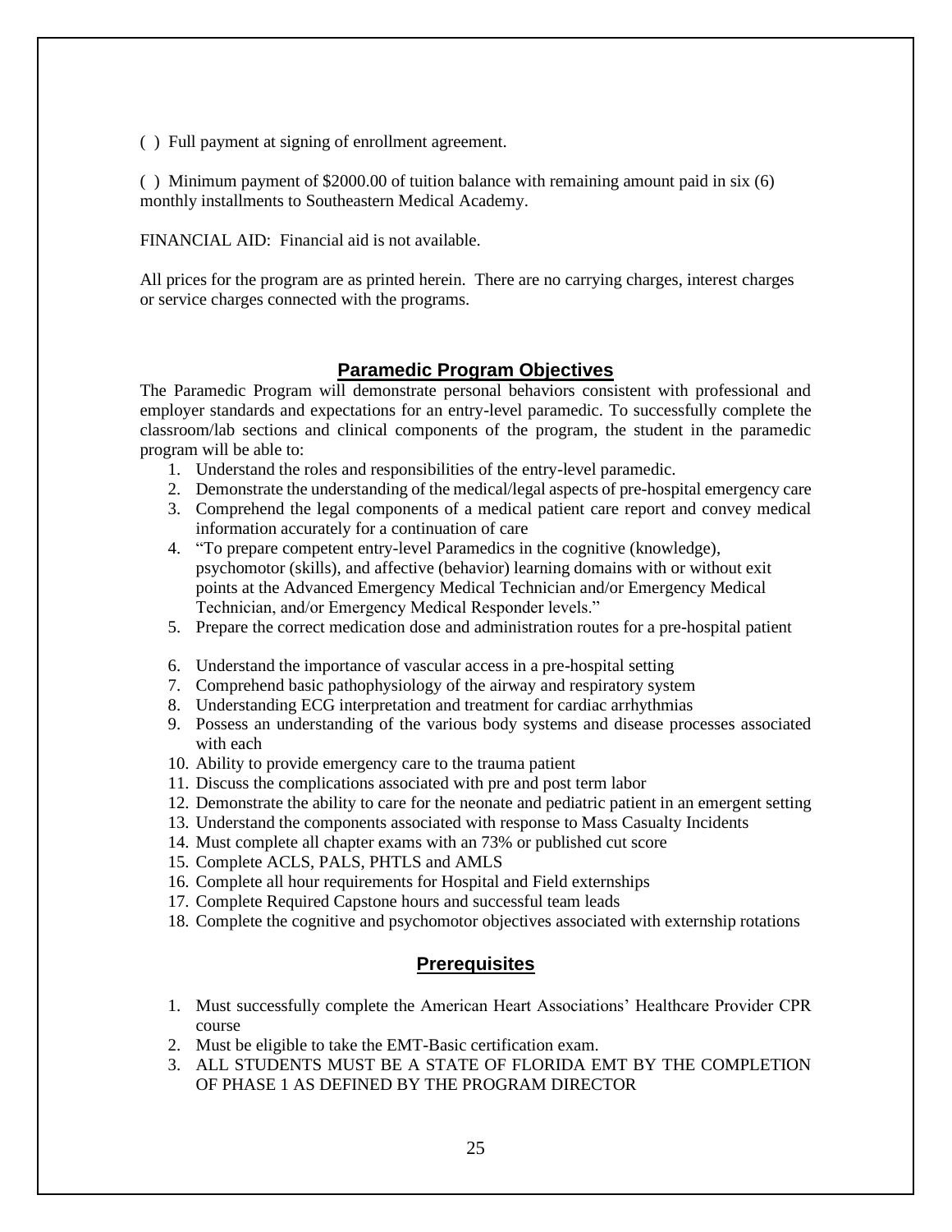( ) Full payment at signing of enrollment agreement.

( ) Minimum payment of $2000.00 of tuition balance with remaining amount paid in six (6) monthly installments to Southeastern Medical Academy.

FINANCIAL AID: Financial aid is not available.

All prices for the program are as printed herein. There are no carrying charges, interest charges or service charges connected with the programs.

## Paramedic Program Objectives

The Paramedic Program will demonstrate personal behaviors consistent with professional and employer standards and expectations for an entry-level paramedic. To successfully complete the classroom/lab sections and clinical components of the program, the student in the paramedic program will be able to:

1. Understand the roles and responsibilities of the entry-level paramedic.
2. Demonstrate the understanding of the medical/legal aspects of pre-hospital emergency care
3. Comprehend the legal components of a medical patient care report and convey medical information accurately for a continuation of care
4. "To prepare competent entry-level Paramedics in the cognitive (knowledge), psychomotor (skills), and affective (behavior) learning domains with or without exit points at the Advanced Emergency Medical Technician and/or Emergency Medical Technician, and/or Emergency Medical Responder levels."
5. Prepare the correct medication dose and administration routes for a pre-hospital patient
6. Understand the importance of vascular access in a pre-hospital setting
7. Comprehend basic pathophysiology of the airway and respiratory system
8. Understanding ECG interpretation and treatment for cardiac arrhythmias
9. Possess an understanding of the various body systems and disease processes associated with each
10. Ability to provide emergency care to the trauma patient
11. Discuss the complications associated with pre and post term labor
12. Demonstrate the ability to care for the neonate and pediatric patient in an emergent setting
13. Understand the components associated with response to Mass Casualty Incidents
14. Must complete all chapter exams with an 73% or published cut score
15. Complete ACLS, PALS, PHTLS and AMLS
16. Complete all hour requirements for Hospital and Field externships
17. Complete Required Capstone hours and successful team leads
18. Complete the cognitive and psychomotor objectives associated with externship rotations

## Prerequisites

1. Must successfully complete the American Heart Associations' Healthcare Provider CPR course
2. Must be eligible to take the EMT-Basic certification exam.
3. ALL STUDENTS MUST BE A STATE OF FLORIDA EMT BY THE COMPLETION OF PHASE 1 AS DEFINED BY THE PROGRAM DIRECTOR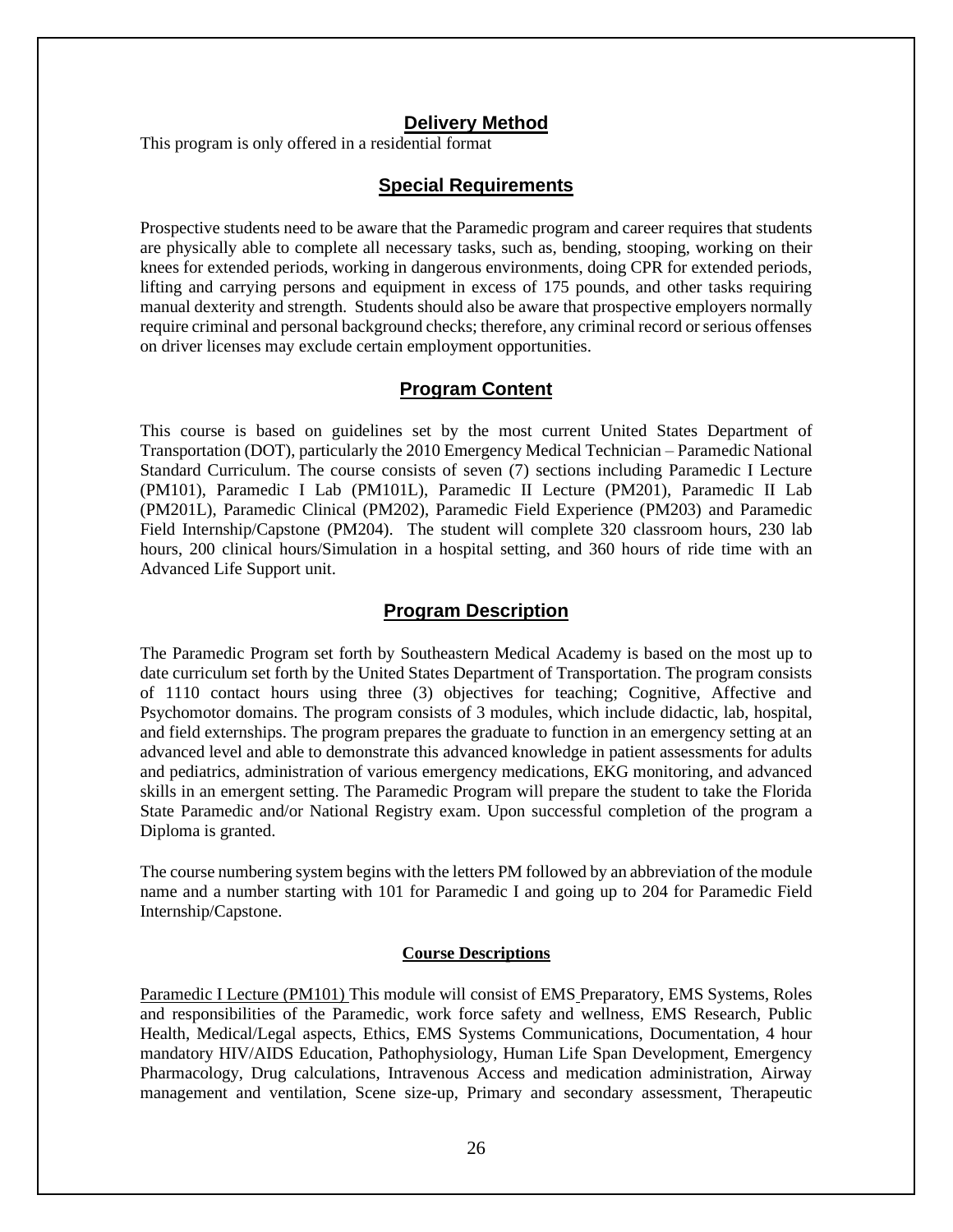## Delivery Method

This program is only offered in a residential format

## Special Requirements

Prospective students need to be aware that the Paramedic program and career requires that students are physically able to complete all necessary tasks, such as, bending, stooping, working on their knees for extended periods, working in dangerous environments, doing CPR for extended periods, lifting and carrying persons and equipment in excess of 175 pounds, and other tasks requiring manual dexterity and strength. Students should also be aware that prospective employers normally require criminal and personal background checks; therefore, any criminal record or serious offenses on driver licenses may exclude certain employment opportunities.

## Program Content

This course is based on guidelines set by the most current United States Department of Transportation (DOT), particularly the 2010 Emergency Medical Technician – Paramedic National Standard Curriculum. The course consists of seven (7) sections including Paramedic I Lecture (PM101), Paramedic I Lab (PM101L), Paramedic II Lecture (PM201), Paramedic II Lab (PM201L), Paramedic Clinical (PM202), Paramedic Field Experience (PM203) and Paramedic Field Internship/Capstone (PM204). The student will complete 320 classroom hours, 230 lab hours, 200 clinical hours/Simulation in a hospital setting, and 360 hours of ride time with an Advanced Life Support unit.

## Program Description

The Paramedic Program set forth by Southeastern Medical Academy is based on the most up to date curriculum set forth by the United States Department of Transportation. The program consists of 1110 contact hours using three (3) objectives for teaching; Cognitive, Affective and Psychomotor domains. The program consists of 3 modules, which include didactic, lab, hospital, and field externships. The program prepares the graduate to function in an emergency setting at an advanced level and able to demonstrate this advanced knowledge in patient assessments for adults and pediatrics, administration of various emergency medications, EKG monitoring, and advanced skills in an emergent setting. The Paramedic Program will prepare the student to take the Florida State Paramedic and/or National Registry exam. Upon successful completion of the program a Diploma is granted.

The course numbering system begins with the letters PM followed by an abbreviation of the module name and a number starting with 101 for Paramedic I and going up to 204 for Paramedic Field Internship/Capstone.

### Course Descriptions

Paramedic I Lecture (PM101) This module will consist of EMS Preparatory, EMS Systems, Roles and responsibilities of the Paramedic, work force safety and wellness, EMS Research, Public Health, Medical/Legal aspects, Ethics, EMS Systems Communications, Documentation, 4 hour mandatory HIV/AIDS Education, Pathophysiology, Human Life Span Development, Emergency Pharmacology, Drug calculations, Intravenous Access and medication administration, Airway management and ventilation, Scene size-up, Primary and secondary assessment, Therapeutic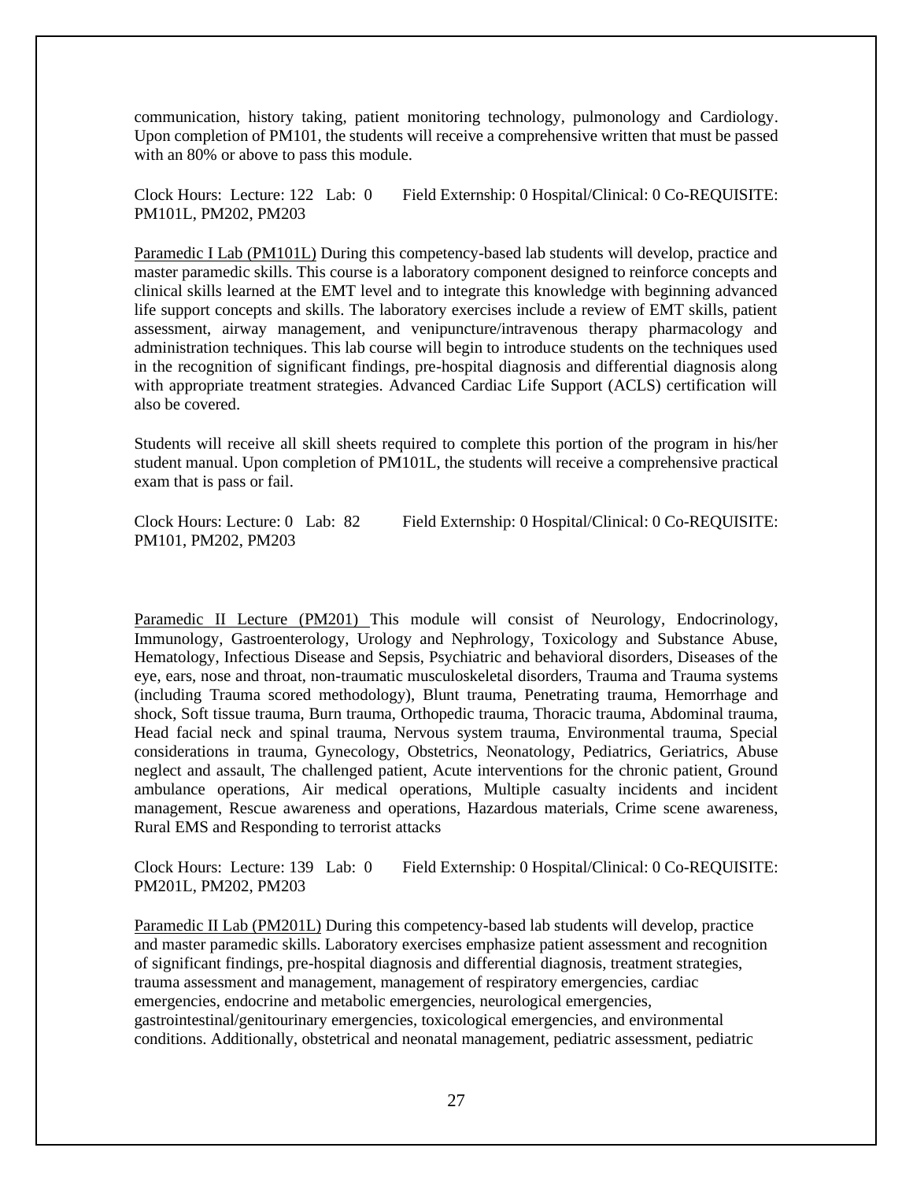communication, history taking, patient monitoring technology, pulmonology and Cardiology. Upon completion of PM101, the students will receive a comprehensive written that must be passed with an 80% or above to pass this module.

Clock Hours: Lecture: 122 Lab: 0 Field Externship: 0 Hospital/Clinical: 0 Co-REQUISITE: PM101L, PM202, PM203

<u>Paramedic I Lab (PM101L)</u> During this competency-based lab students will develop, practice and master paramedic skills. This course is a laboratory component designed to reinforce concepts and clinical skills learned at the EMT level and to integrate this knowledge with beginning advanced life support concepts and skills. The laboratory exercises include a review of EMT skills, patient assessment, airway management, and venipuncture/intravenous therapy pharmacology and administration techniques. This lab course will begin to introduce students on the techniques used in the recognition of significant findings, pre-hospital diagnosis and differential diagnosis along with appropriate treatment strategies. Advanced Cardiac Life Support (ACLS) certification will also be covered.

Students will receive all skill sheets required to complete this portion of the program in his/her student manual. Upon completion of PM101L, the students will receive a comprehensive practical exam that is pass or fail.

Clock Hours: Lecture: 0 Lab: 82 Field Externship: 0 Hospital/Clinical: 0 Co-REQUISITE: PM101, PM202, PM203

<u>Paramedic II Lecture (PM201)</u> This module will consist of Neurology, Endocrinology, Immunology, Gastroenterology, Urology and Nephrology, Toxicology and Substance Abuse, Hematology, Infectious Disease and Sepsis, Psychiatric and behavioral disorders, Diseases of the eye, ears, nose and throat, non-traumatic musculoskeletal disorders, Trauma and Trauma systems (including Trauma scored methodology), Blunt trauma, Penetrating trauma, Hemorrhage and shock, Soft tissue trauma, Burn trauma, Orthopedic trauma, Thoracic trauma, Abdominal trauma, Head facial neck and spinal trauma, Nervous system trauma, Environmental trauma, Special considerations in trauma, Gynecology, Obstetrics, Neonatology, Pediatrics, Geriatrics, Abuse neglect and assault, The challenged patient, Acute interventions for the chronic patient, Ground ambulance operations, Air medical operations, Multiple casualty incidents and incident management, Rescue awareness and operations, Hazardous materials, Crime scene awareness, Rural EMS and Responding to terrorist attacks

Clock Hours: Lecture: 139 Lab: 0 Field Externship: 0 Hospital/Clinical: 0 Co-REQUISITE: PM201L, PM202, PM203

<u>Paramedic II Lab (PM201L)</u> During this competency-based lab students will develop, practice and master paramedic skills. Laboratory exercises emphasize patient assessment and recognition of significant findings, pre-hospital diagnosis and differential diagnosis, treatment strategies, trauma assessment and management, management of respiratory emergencies, cardiac emergencies, endocrine and metabolic emergencies, neurological emergencies, gastrointestinal/genitourinary emergencies, toxicological emergencies, and environmental conditions. Additionally, obstetrical and neonatal management, pediatric assessment, pediatric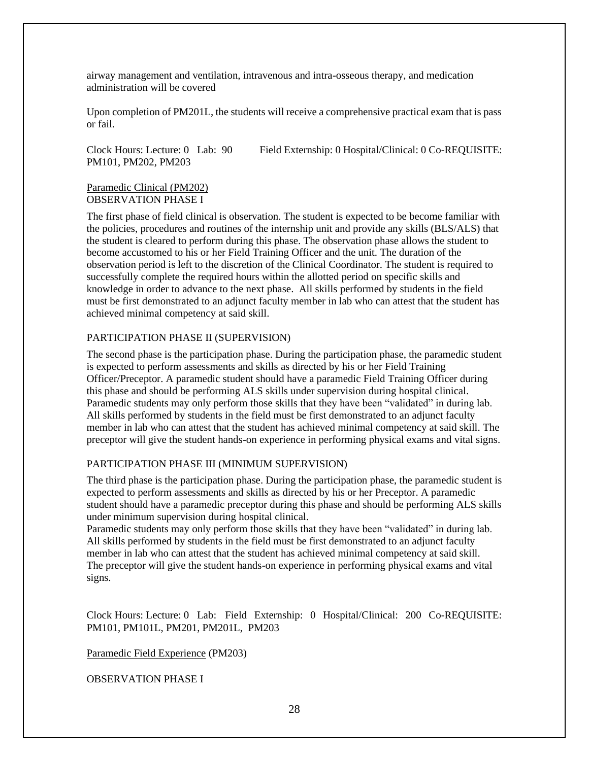airway management and ventilation, intravenous and intra-osseous therapy, and medication administration will be covered

Upon completion of PM201L, the students will receive a comprehensive practical exam that is pass or fail.

Clock Hours: Lecture: 0 Lab: 90 Field Externship: 0 Hospital/Clinical: 0 Co-REQUISITE: PM101, PM202, PM203

Paramedic Clinical (PM202)
OBSERVATION PHASE I

The first phase of field clinical is observation. The student is expected to be become familiar with the policies, procedures and routines of the internship unit and provide any skills (BLS/ALS) that the student is cleared to perform during this phase. The observation phase allows the student to become accustomed to his or her Field Training Officer and the unit. The duration of the observation period is left to the discretion of the Clinical Coordinator. The student is required to successfully complete the required hours within the allotted period on specific skills and knowledge in order to advance to the next phase. All skills performed by students in the field must be first demonstrated to an adjunct faculty member in lab who can attest that the student has achieved minimal competency at said skill.

PARTICIPATION PHASE II (SUPERVISION)

The second phase is the participation phase. During the participation phase, the paramedic student is expected to perform assessments and skills as directed by his or her Field Training Officer/Preceptor. A paramedic student should have a paramedic Field Training Officer during this phase and should be performing ALS skills under supervision during hospital clinical. Paramedic students may only perform those skills that they have been "validated" in during lab. All skills performed by students in the field must be first demonstrated to an adjunct faculty member in lab who can attest that the student has achieved minimal competency at said skill. The preceptor will give the student hands-on experience in performing physical exams and vital signs.

PARTICIPATION PHASE III (MINIMUM SUPERVISION)

The third phase is the participation phase. During the participation phase, the paramedic student is expected to perform assessments and skills as directed by his or her Preceptor. A paramedic student should have a paramedic preceptor during this phase and should be performing ALS skills under minimum supervision during hospital clinical.
Paramedic students may only perform those skills that they have been "validated" in during lab. All skills performed by students in the field must be first demonstrated to an adjunct faculty member in lab who can attest that the student has achieved minimal competency at said skill. The preceptor will give the student hands-on experience in performing physical exams and vital signs.

Clock Hours: Lecture: 0 Lab: Field Externship: 0 Hospital/Clinical: 200 Co-REQUISITE: PM101, PM101L, PM201, PM201L, PM203

Paramedic Field Experience (PM203)

OBSERVATION PHASE I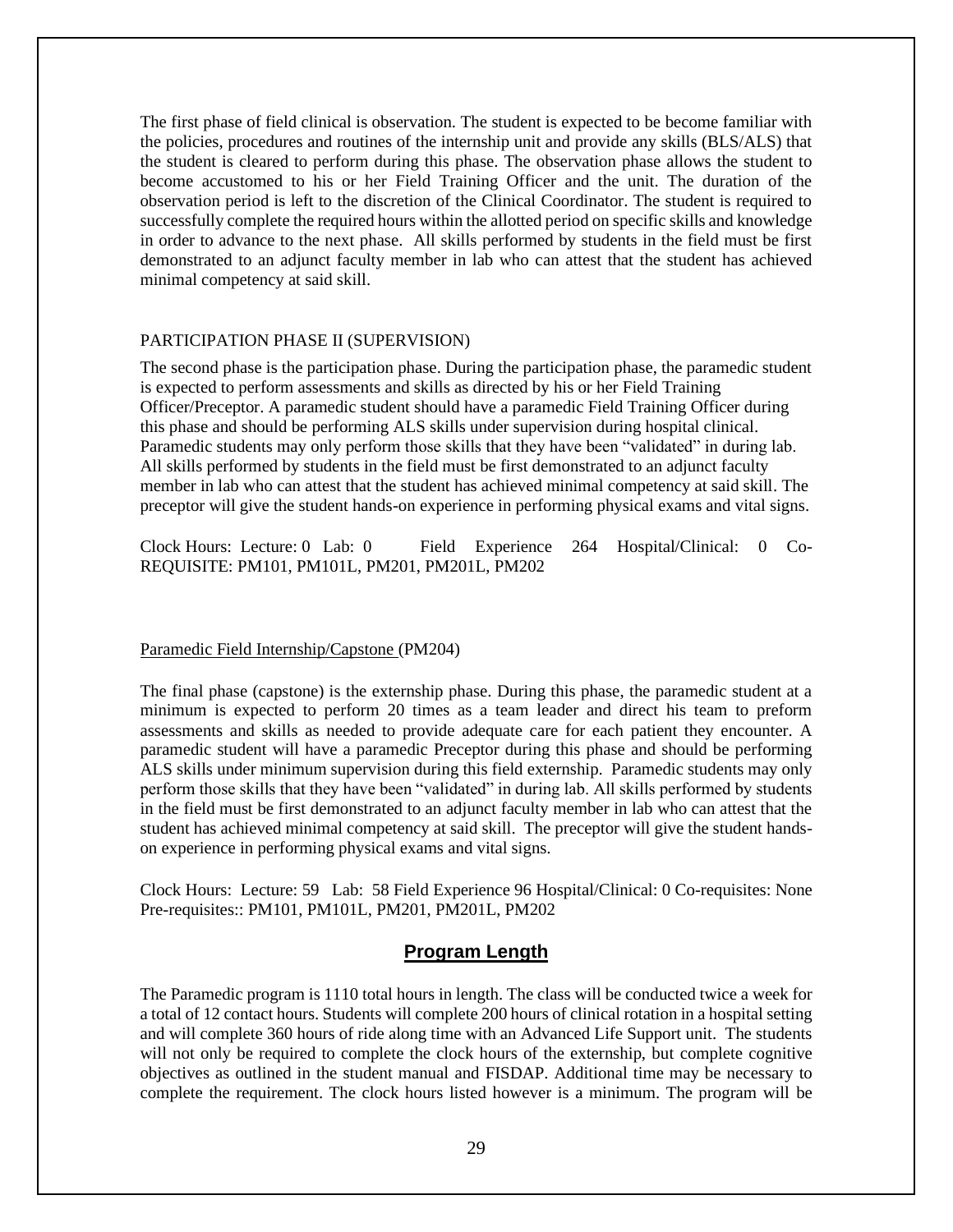The first phase of field clinical is observation. The student is expected to be become familiar with the policies, procedures and routines of the internship unit and provide any skills (BLS/ALS) that the student is cleared to perform during this phase. The observation phase allows the student to become accustomed to his or her Field Training Officer and the unit. The duration of the observation period is left to the discretion of the Clinical Coordinator. The student is required to successfully complete the required hours within the allotted period on specific skills and knowledge in order to advance to the next phase. All skills performed by students in the field must be first demonstrated to an adjunct faculty member in lab who can attest that the student has achieved minimal competency at said skill.

PARTICIPATION PHASE II (SUPERVISION)

The second phase is the participation phase. During the participation phase, the paramedic student is expected to perform assessments and skills as directed by his or her Field Training Officer/Preceptor. A paramedic student should have a paramedic Field Training Officer during this phase and should be performing ALS skills under supervision during hospital clinical. Paramedic students may only perform those skills that they have been "validated" in during lab. All skills performed by students in the field must be first demonstrated to an adjunct faculty member in lab who can attest that the student has achieved minimal competency at said skill. The preceptor will give the student hands-on experience in performing physical exams and vital signs.

Clock Hours: Lecture: 0 Lab: 0 Field Experience 264 Hospital/Clinical: 0 Co-REQUISITE: PM101, PM101L, PM201, PM201L, PM202

Paramedic Field Internship/Capstone (PM204)

The final phase (capstone) is the externship phase. During this phase, the paramedic student at a minimum is expected to perform 20 times as a team leader and direct his team to preform assessments and skills as needed to provide adequate care for each patient they encounter. A paramedic student will have a paramedic Preceptor during this phase and should be performing ALS skills under minimum supervision during this field externship. Paramedic students may only perform those skills that they have been "validated" in during lab. All skills performed by students in the field must be first demonstrated to an adjunct faculty member in lab who can attest that the student has achieved minimal competency at said skill. The preceptor will give the student hands-on experience in performing physical exams and vital signs.

Clock Hours: Lecture: 59 Lab: 58 Field Experience 96 Hospital/Clinical: 0 Co-requisites: None Pre-requisites:: PM101, PM101L, PM201, PM201L, PM202

## Program Length

The Paramedic program is 1110 total hours in length. The class will be conducted twice a week for a total of 12 contact hours. Students will complete 200 hours of clinical rotation in a hospital setting and will complete 360 hours of ride along time with an Advanced Life Support unit. The students will not only be required to complete the clock hours of the externship, but complete cognitive objectives as outlined in the student manual and FISDAP. Additional time may be necessary to complete the requirement. The clock hours listed however is a minimum. The program will be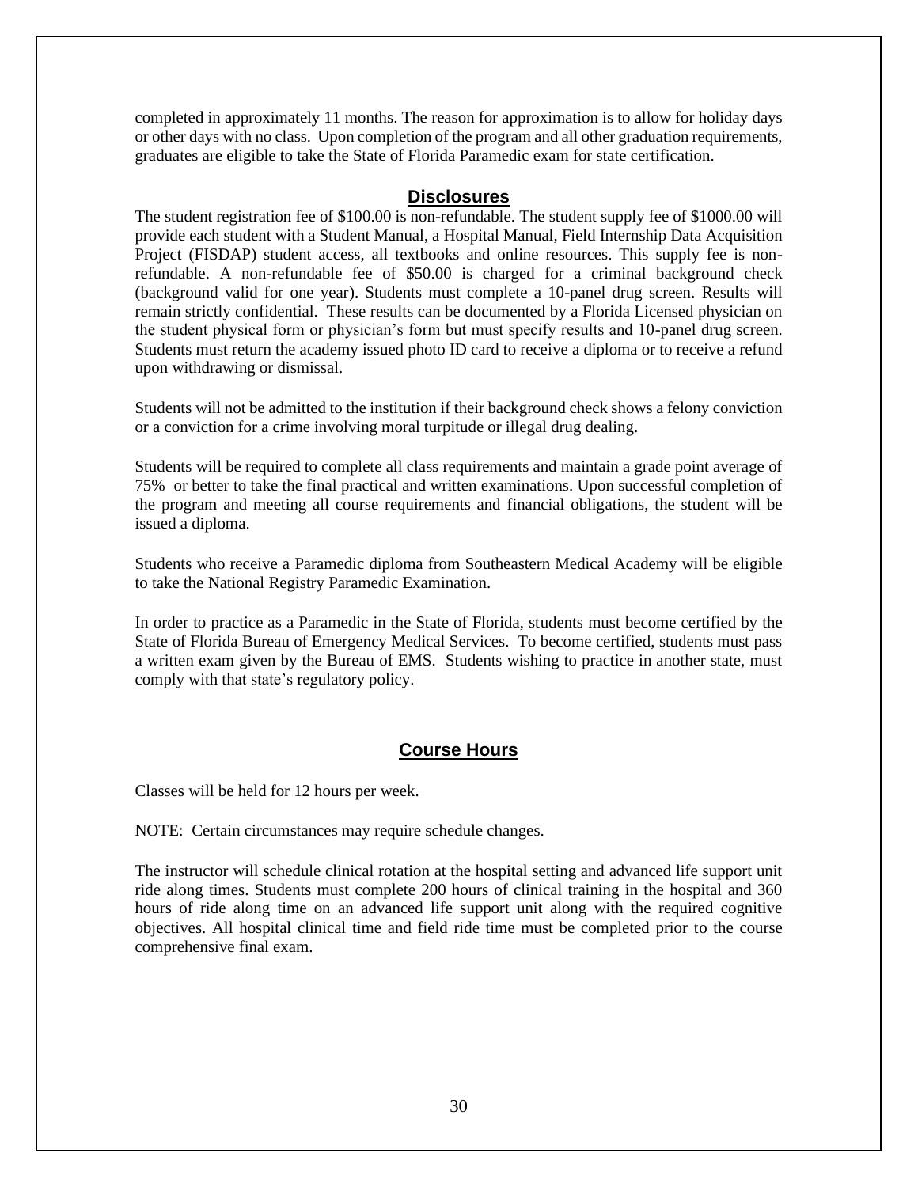completed in approximately 11 months. The reason for approximation is to allow for holiday days or other days with no class. Upon completion of the program and all other graduation requirements, graduates are eligible to take the State of Florida Paramedic exam for state certification.

## Disclosures

The student registration fee of $100.00 is non-refundable. The student supply fee of $1000.00 will provide each student with a Student Manual, a Hospital Manual, Field Internship Data Acquisition Project (FISDAP) student access, all textbooks and online resources. This supply fee is non-refundable. A non-refundable fee of $50.00 is charged for a criminal background check (background valid for one year). Students must complete a 10-panel drug screen. Results will remain strictly confidential. These results can be documented by a Florida Licensed physician on the student physical form or physician's form but must specify results and 10-panel drug screen. Students must return the academy issued photo ID card to receive a diploma or to receive a refund upon withdrawing or dismissal.

Students will not be admitted to the institution if their background check shows a felony conviction or a conviction for a crime involving moral turpitude or illegal drug dealing.

Students will be required to complete all class requirements and maintain a grade point average of 75% or better to take the final practical and written examinations. Upon successful completion of the program and meeting all course requirements and financial obligations, the student will be issued a diploma.

Students who receive a Paramedic diploma from Southeastern Medical Academy will be eligible to take the National Registry Paramedic Examination.

In order to practice as a Paramedic in the State of Florida, students must become certified by the State of Florida Bureau of Emergency Medical Services. To become certified, students must pass a written exam given by the Bureau of EMS. Students wishing to practice in another state, must comply with that state's regulatory policy.

## Course Hours

Classes will be held for 12 hours per week.

NOTE: Certain circumstances may require schedule changes.

The instructor will schedule clinical rotation at the hospital setting and advanced life support unit ride along times. Students must complete 200 hours of clinical training in the hospital and 360 hours of ride along time on an advanced life support unit along with the required cognitive objectives. All hospital clinical time and field ride time must be completed prior to the course comprehensive final exam.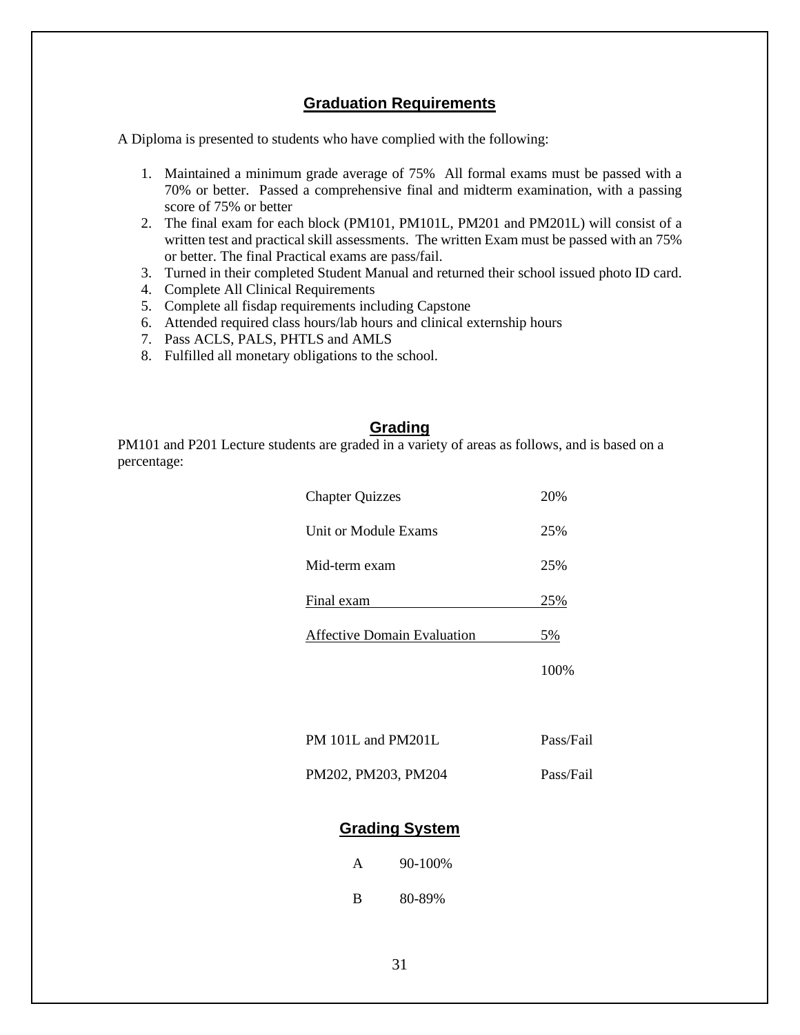## Graduation Requirements

A Diploma is presented to students who have complied with the following:

1. Maintained a minimum grade average of 75% All formal exams must be passed with a 70% or better. Passed a comprehensive final and midterm examination, with a passing score of 75% or better
2. The final exam for each block (PM101, PM101L, PM201 and PM201L) will consist of a written test and practical skill assessments. The written Exam must be passed with an 75% or better. The final Practical exams are pass/fail.
3. Turned in their completed Student Manual and returned their school issued photo ID card.
4. Complete All Clinical Requirements
5. Complete all fisdap requirements including Capstone
6. Attended required class hours/lab hours and clinical externship hours
7. Pass ACLS, PALS, PHTLS and AMLS
8. Fulfilled all monetary obligations to the school.

## Grading

PM101 and P201 Lecture students are graded in a variety of areas as follows, and is based on a percentage:

| | |
|---|---|
| Chapter Quizzes | 20% |
| Unit or Module Exams | 25% |
| Mid-term exam | 25% |
| Final exam | 25% |
| Affective Domain Evaluation | 5% |
| | 100% |
| PM 101L and PM201L | Pass/Fail |
| PM202, PM203, PM204 | Pass/Fail |

## Grading System

| | |
|---|---|
| A | 90-100% |
| B | 80-89% |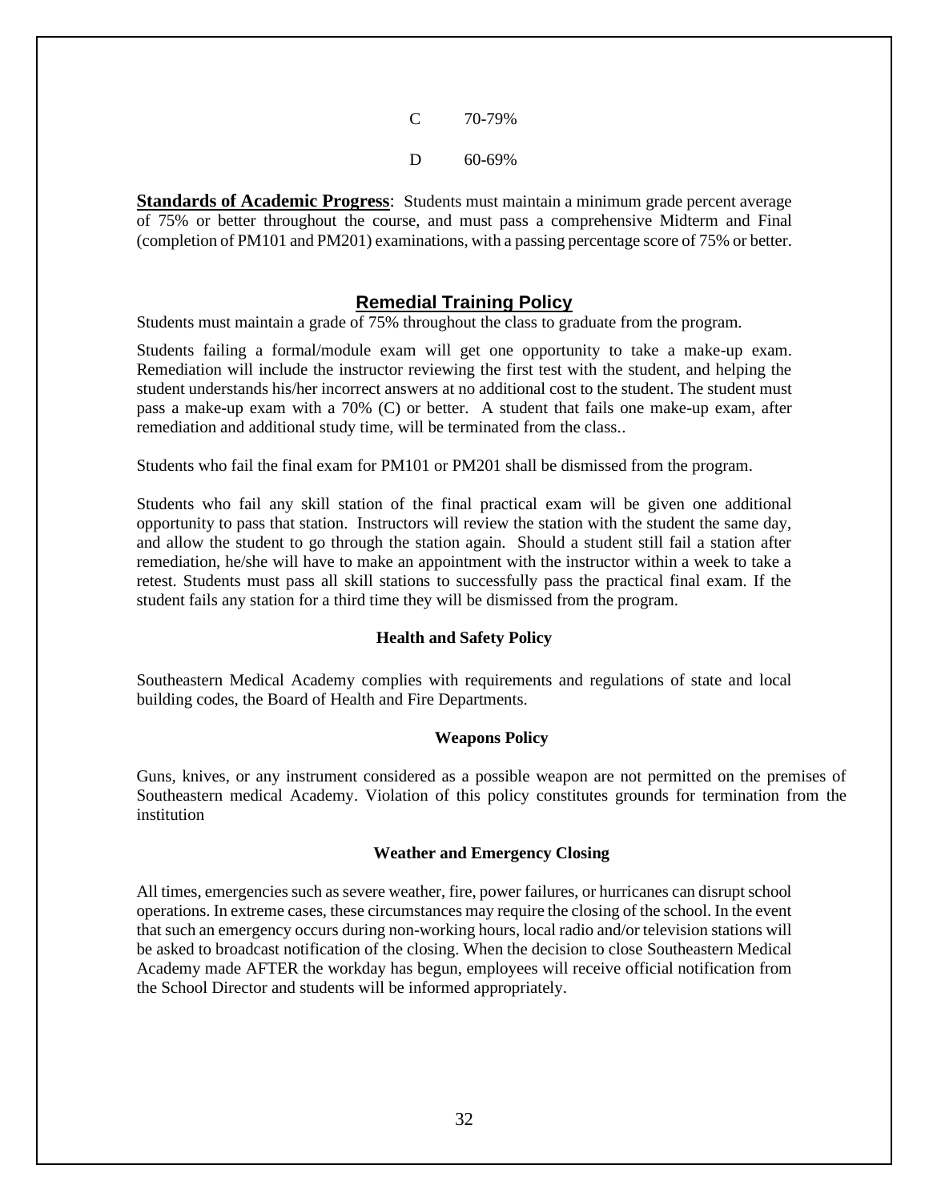| | |
|---|---|
| C | 70-79% |
| D | 60-69% |

**Standards of Academic Progress**: Students must maintain a minimum grade percent average of 75% or better throughout the course, and must pass a comprehensive Midterm and Final (completion of PM101 and PM201) examinations, with a passing percentage score of 75% or better.

## Remedial Training Policy

Students must maintain a grade of 75% throughout the class to graduate from the program.

Students failing a formal/module exam will get one opportunity to take a make-up exam. Remediation will include the instructor reviewing the first test with the student, and helping the student understands his/her incorrect answers at no additional cost to the student. The student must pass a make-up exam with a 70% (C) or better. A student that fails one make-up exam, after remediation and additional study time, will be terminated from the class..

Students who fail the final exam for PM101 or PM201 shall be dismissed from the program.

Students who fail any skill station of the final practical exam will be given one additional opportunity to pass that station. Instructors will review the station with the student the same day, and allow the student to go through the station again. Should a student still fail a station after remediation, he/she will have to make an appointment with the instructor within a week to take a retest. Students must pass all skill stations to successfully pass the practical final exam. If the student fails any station for a third time they will be dismissed from the program.

### Health and Safety Policy

Southeastern Medical Academy complies with requirements and regulations of state and local building codes, the Board of Health and Fire Departments.

### Weapons Policy

Guns, knives, or any instrument considered as a possible weapon are not permitted on the premises of Southeastern medical Academy. Violation of this policy constitutes grounds for termination from the institution

### Weather and Emergency Closing

All times, emergencies such as severe weather, fire, power failures, or hurricanes can disrupt school operations. In extreme cases, these circumstances may require the closing of the school. In the event that such an emergency occurs during non-working hours, local radio and/or television stations will be asked to broadcast notification of the closing. When the decision to close Southeastern Medical Academy made AFTER the workday has begun, employees will receive official notification from the School Director and students will be informed appropriately.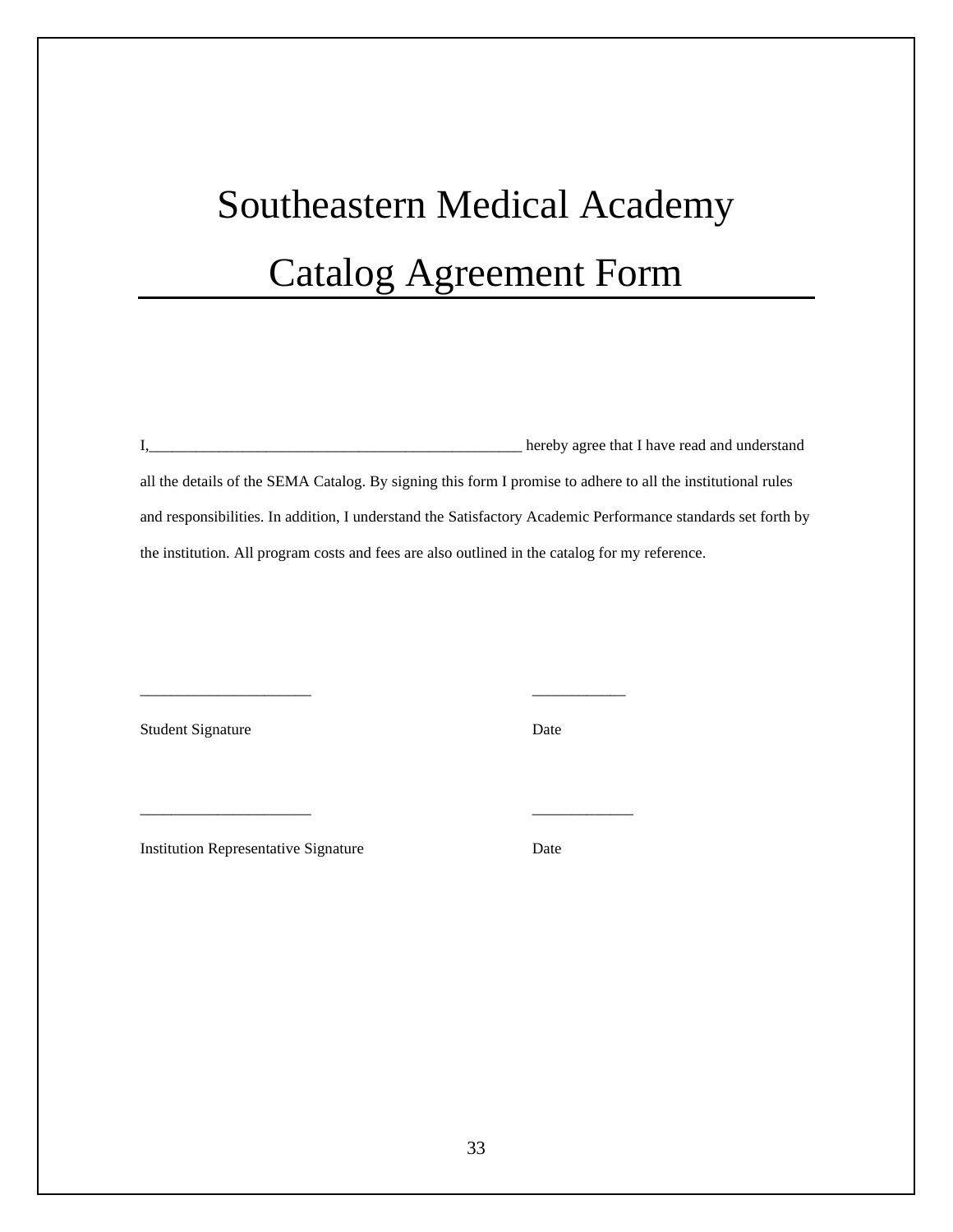# Southeastern Medical Academy

# Catalog Agreement Form

I,_________________________________________________ hereby agree that I have read and understand all the details of the SEMA Catalog. By signing this form I promise to adhere to all the institutional rules and responsibilities. In addition, I understand the Satisfactory Academic Performance standards set forth by the institution. All program costs and fees are also outlined in the catalog for my reference.

______________________ ____________

Student Signature Date

______________________ _____________

Institution Representative Signature Date